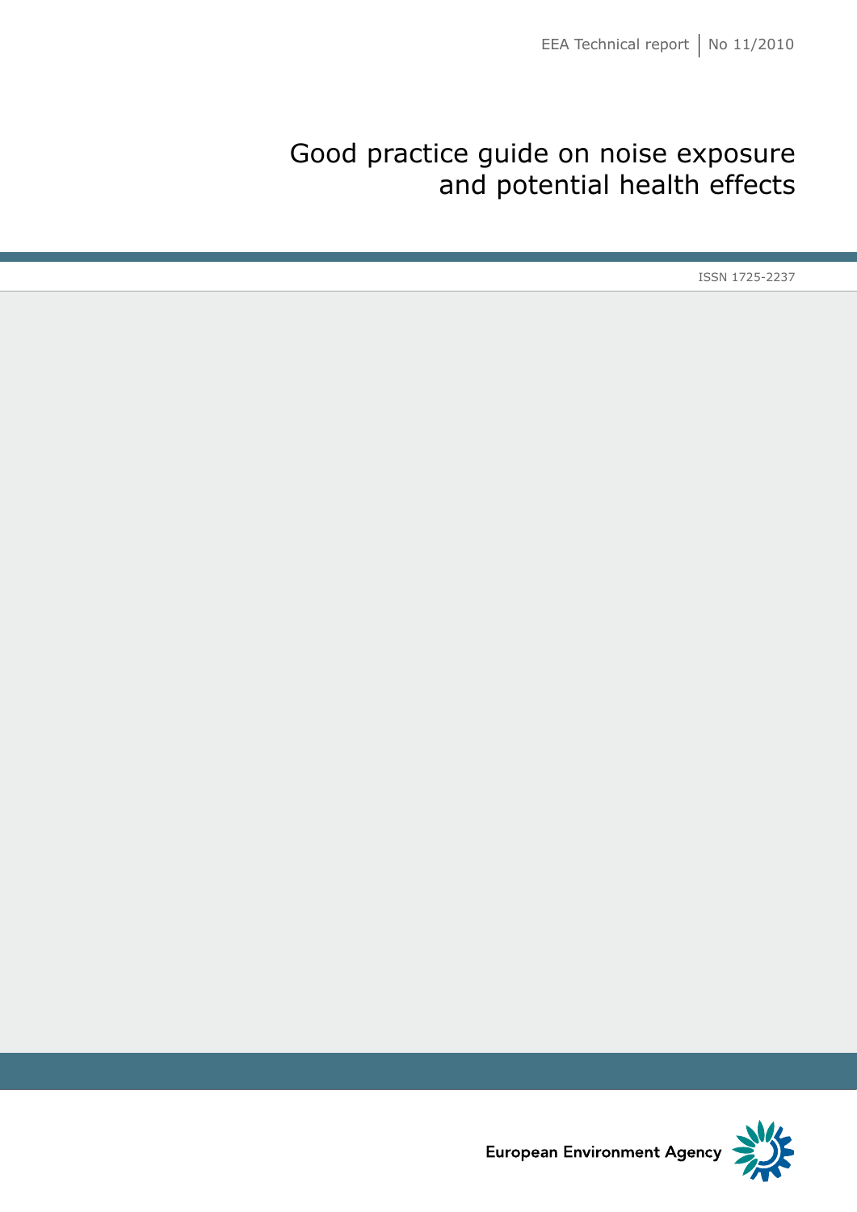EEA Technical report | No 11/2010

# Good practice guide on noise exposure and potential health effects

ISSN 1725-2237

European Environment Agency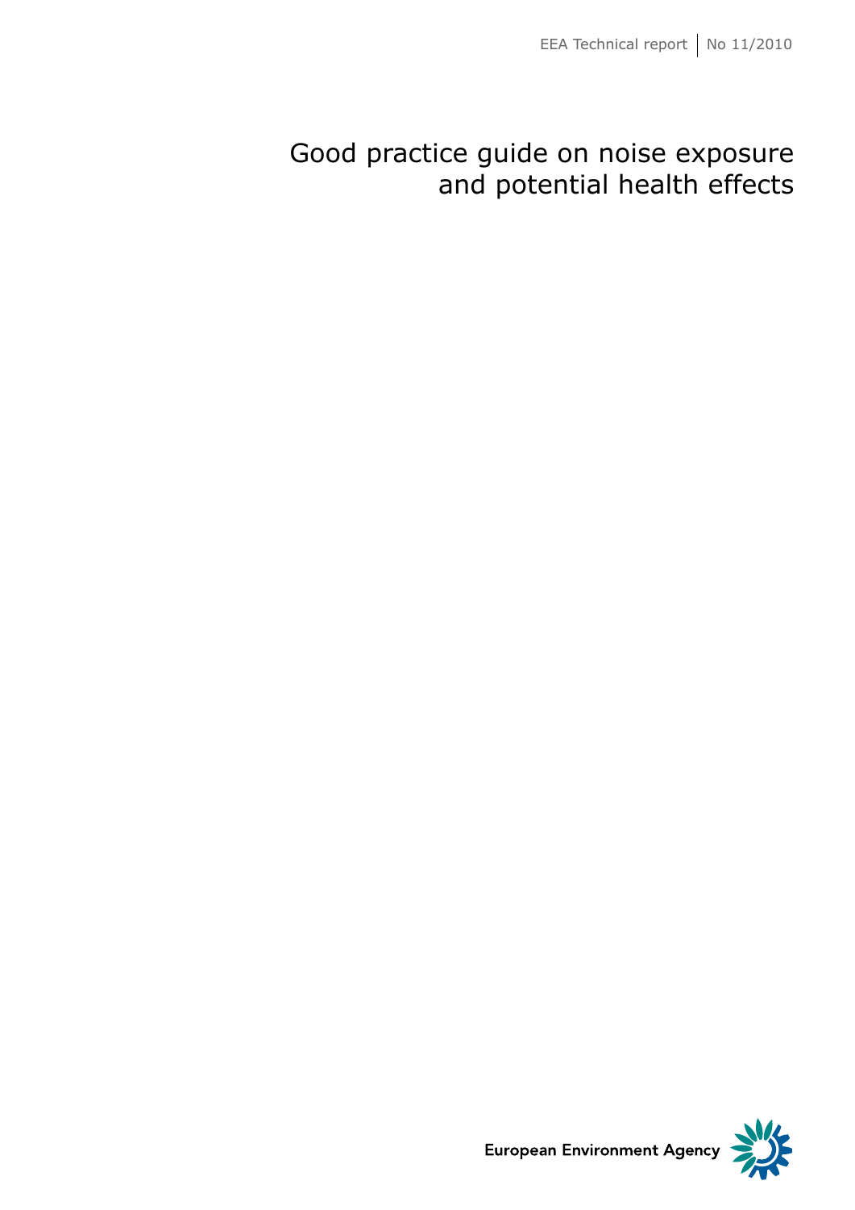EEA Technical report | No 11/2010

# Good practice guide on noise exposure and potential health effects

European Environment Agency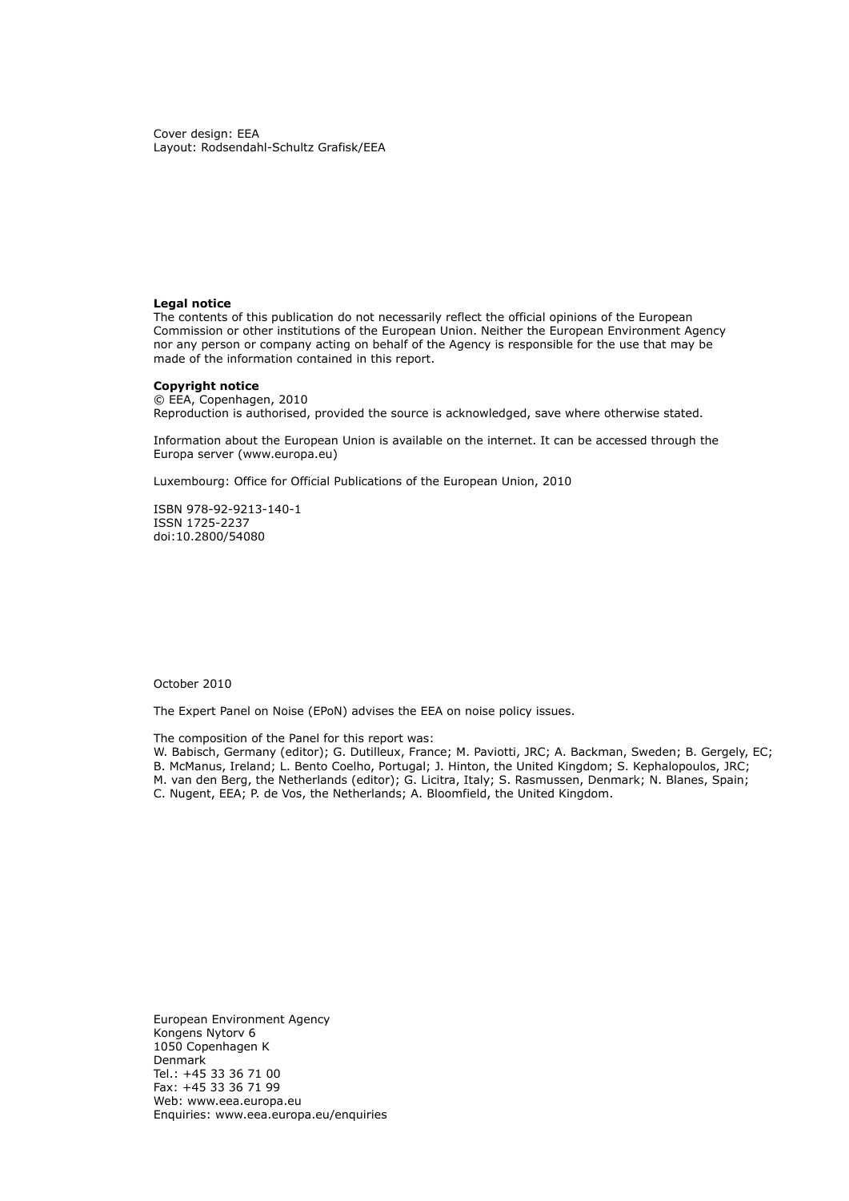Cover design: EEA
Layout: Rodsendahl-Schultz Grafisk/EEA

**Legal notice**
The contents of this publication do not necessarily reflect the official opinions of the European Commission or other institutions of the European Union. Neither the European Environment Agency nor any person or company acting on behalf of the Agency is responsible for the use that may be made of the information contained in this report.

**Copyright notice**
© EEA, Copenhagen, 2010
Reproduction is authorised, provided the source is acknowledged, save where otherwise stated.

Information about the European Union is available on the internet. It can be accessed through the Europa server (www.europa.eu)

Luxembourg: Office for Official Publications of the European Union, 2010

ISBN 978-92-9213-140-1
ISSN 1725-2237
doi:10.2800/54080

October 2010

The Expert Panel on Noise (EPoN) advises the EEA on noise policy issues.

The composition of the Panel for this report was:
W. Babisch, Germany (editor); G. Dutilleux, France; M. Paviotti, JRC; A. Backman, Sweden; B. Gergely, EC; B. McManus, Ireland; L. Bento Coelho, Portugal; J. Hinton, the United Kingdom; S. Kephalopoulos, JRC; M. van den Berg, the Netherlands (editor); G. Licitra, Italy; S. Rasmussen, Denmark; N. Blanes, Spain; C. Nugent, EEA; P. de Vos, the Netherlands; A. Bloomfield, the United Kingdom.

European Environment Agency
Kongens Nytorv 6
1050 Copenhagen K
Denmark
Tel.: +45 33 36 71 00
Fax: +45 33 36 71 99
Web: www.eea.europa.eu
Enquiries: www.eea.europa.eu/enquiries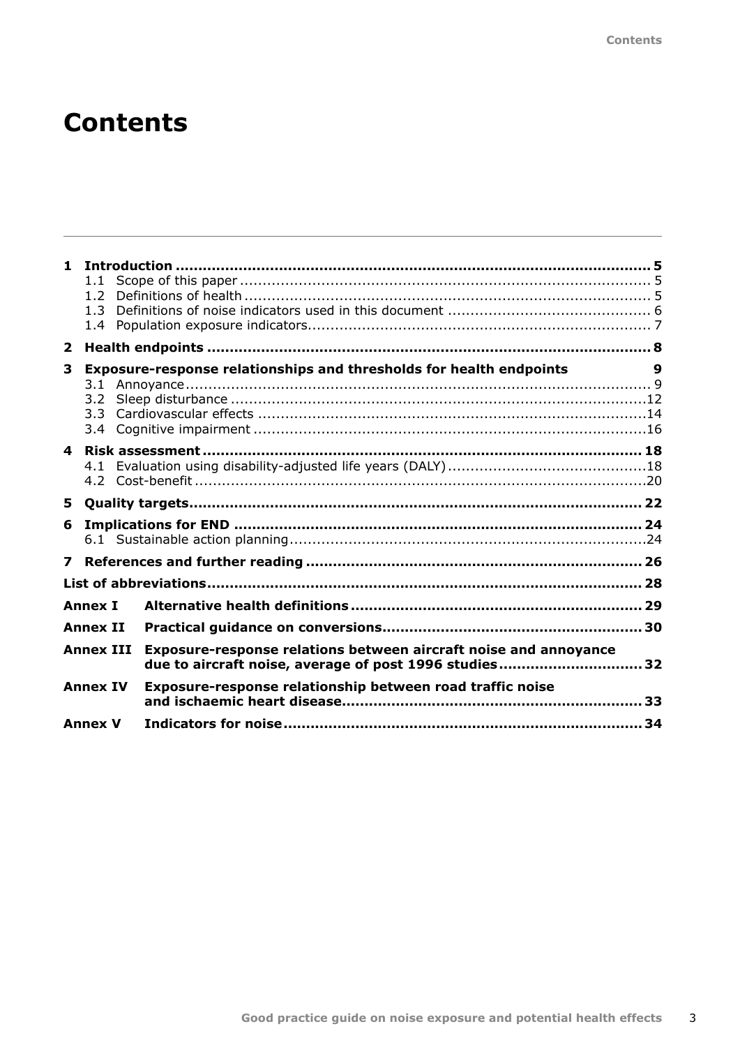# Contents

| | | |
|---|---|---|
| **1** | **Introduction** | **5** |
| | 1.1 Scope of this paper | 5 |
| | 1.2 Definitions of health | 5 |
| | 1.3 Definitions of noise indicators used in this document | 6 |
| | 1.4 Population exposure indicators | 7 |
| **2** | **Health endpoints** | **8** |
| **3** | **Exposure-response relationships and thresholds for health endpoints** | **9** |
| | 3.1 Annoyance | 9 |
| | 3.2 Sleep disturbance | 12 |
| | 3.3 Cardiovascular effects | 14 |
| | 3.4 Cognitive impairment | 16 |
| **4** | **Risk assessment** | **18** |
| | 4.1 Evaluation using disability-adjusted life years (DALY) | 18 |
| | 4.2 Cost-benefit | 20 |
| **5** | **Quality targets** | **22** |
| **6** | **Implications for END** | **24** |
| | 6.1 Sustainable action planning | 24 |
| **7** | **References and further reading** | **26** |
| **List of abbreviations** | | **28** |
| **Annex I** | **Alternative health definitions** | **29** |
| **Annex II** | **Practical guidance on conversions** | **30** |
| **Annex III** | **Exposure-response relations between aircraft noise and annoyance due to aircraft noise, average of post 1996 studies** | **32** |
| **Annex IV** | **Exposure-response relationship between road traffic noise and ischaemic heart disease** | **33** |
| **Annex V** | **Indicators for noise** | **34** |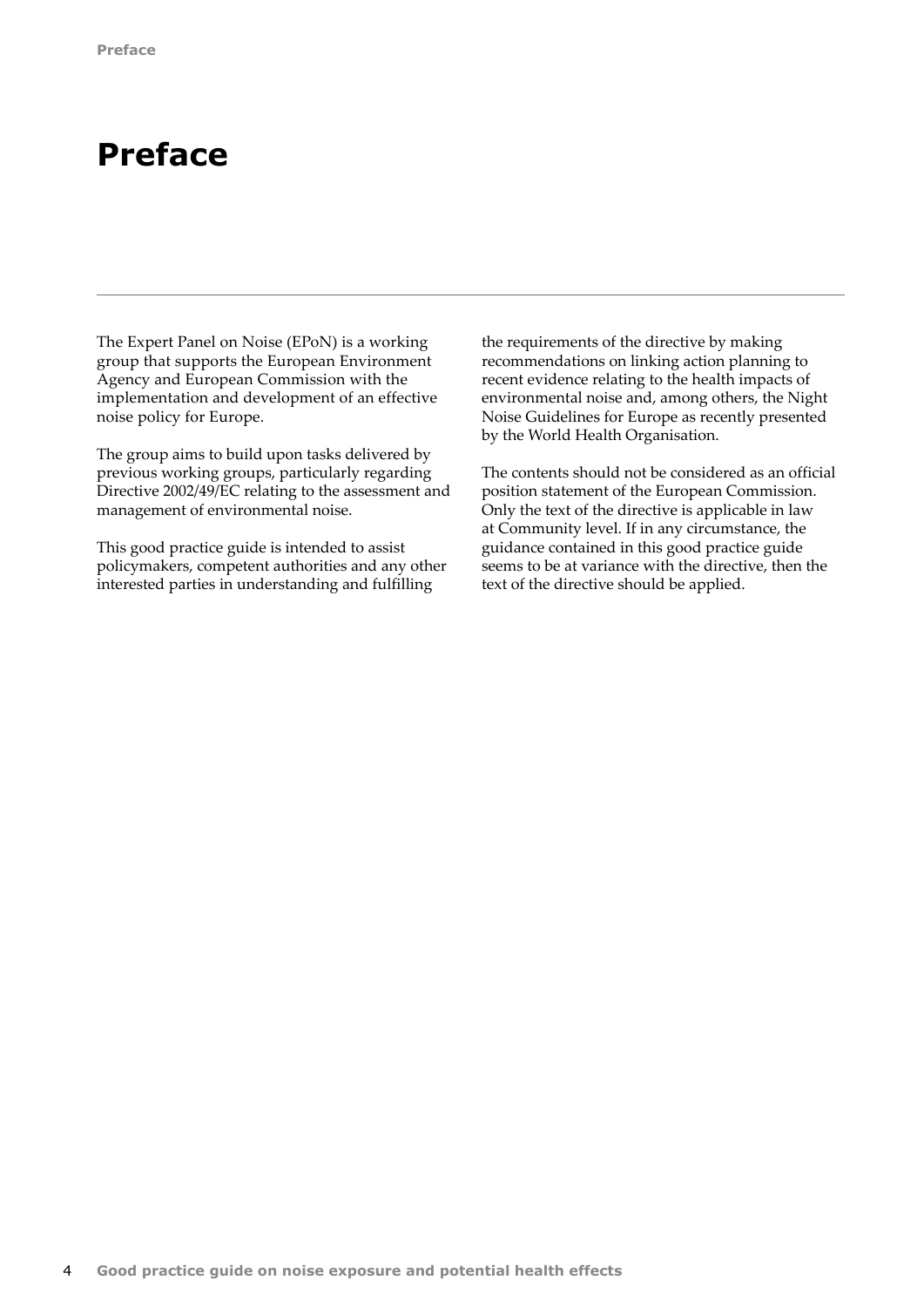# Preface

The Expert Panel on Noise (EPoN) is a working group that supports the European Environment Agency and European Commission with the implementation and development of an effective noise policy for Europe.

The group aims to build upon tasks delivered by previous working groups, particularly regarding Directive 2002/49/EC relating to the assessment and management of environmental noise.

This good practice guide is intended to assist policymakers, competent authorities and any other interested parties in understanding and fulfilling the requirements of the directive by making recommendations on linking action planning to recent evidence relating to the health impacts of environmental noise and, among others, the Night Noise Guidelines for Europe as recently presented by the World Health Organisation.

The contents should not be considered as an official position statement of the European Commission. Only the text of the directive is applicable in law at Community level. If in any circumstance, the guidance contained in this good practice guide seems to be at variance with the directive, then the text of the directive should be applied.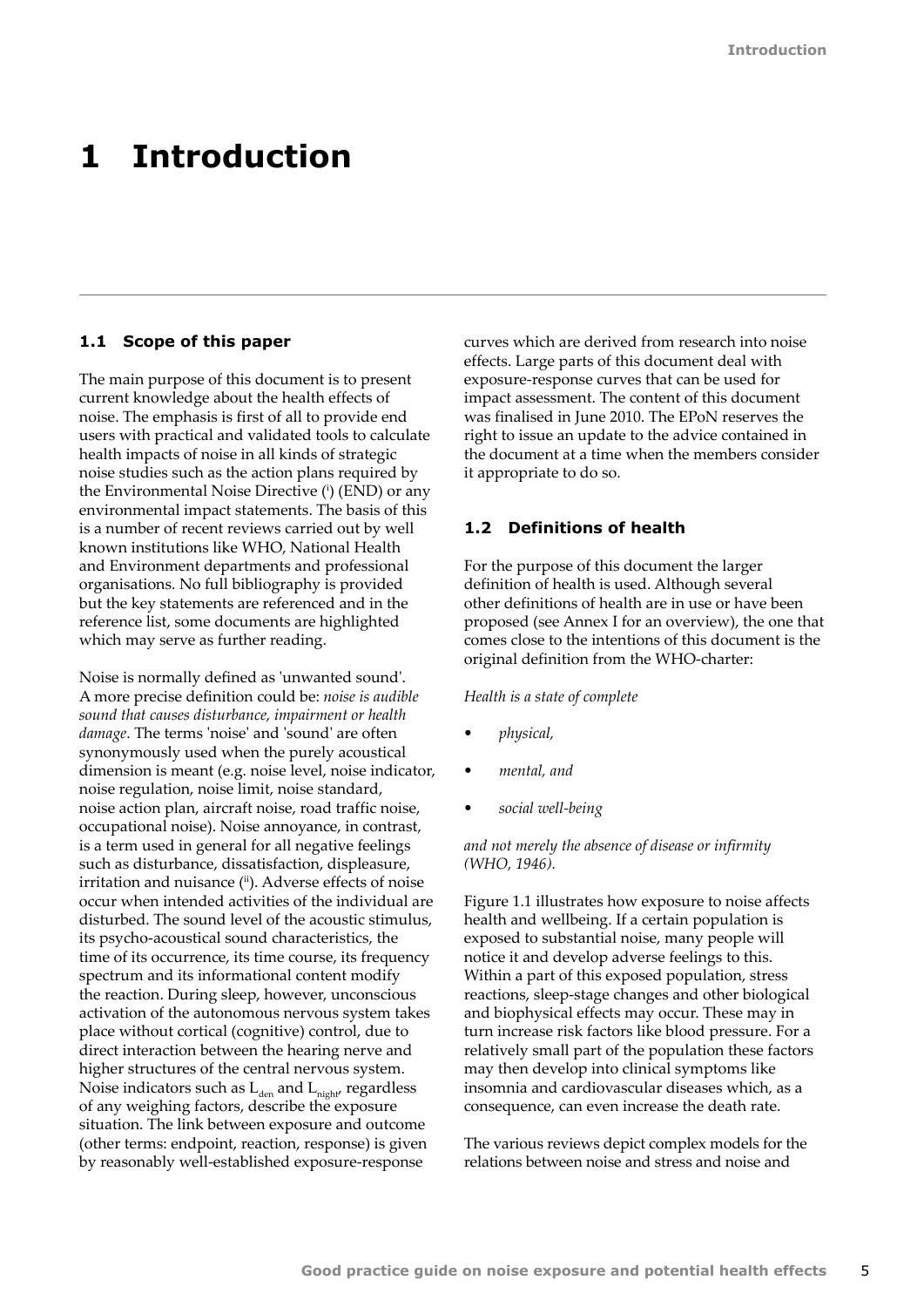# 1 Introduction

## 1.1 Scope of this paper

The main purpose of this document is to present current knowledge about the health effects of noise. The emphasis is first of all to provide end users with practical and validated tools to calculate health impacts of noise in all kinds of strategic noise studies such as the action plans required by the Environmental Noise Directive ([i]) (END) or any environmental impact statements. The basis of this is a number of recent reviews carried out by well known institutions like WHO, National Health and Environment departments and professional organisations. No full bibliography is provided but the key statements are referenced and in the reference list, some documents are highlighted which may serve as further reading.

Noise is normally defined as 'unwanted sound'. A more precise definition could be: *noise is audible sound that causes disturbance, impairment or health damage*. The terms 'noise' and 'sound' are often synonymously used when the purely acoustical dimension is meant (e.g. noise level, noise indicator, noise regulation, noise limit, noise standard, noise action plan, aircraft noise, road traffic noise, occupational noise). Noise annoyance, in contrast, is a term used in general for all negative feelings such as disturbance, dissatisfaction, displeasure, irritation and nuisance ([ii]). Adverse effects of noise occur when intended activities of the individual are disturbed. The sound level of the acoustic stimulus, its psycho-acoustical sound characteristics, the time of its occurrence, its time course, its frequency spectrum and its informational content modify the reaction. During sleep, however, unconscious activation of the autonomous nervous system takes place without cortical (cognitive) control, due to direct interaction between the hearing nerve and higher structures of the central nervous system. Noise indicators such as $L_{den}$ and $L_{night}$, regardless of any weighing factors, describe the exposure situation. The link between exposure and outcome (other terms: endpoint, reaction, response) is given by reasonably well-established exposure-response curves which are derived from research into noise effects. Large parts of this document deal with exposure-response curves that can be used for impact assessment. The content of this document was finalised in June 2010. The EPoN reserves the right to issue an update to the advice contained in the document at a time when the members consider it appropriate to do so.

## 1.2 Definitions of health

For the purpose of this document the larger definition of health is used. Although several other definitions of health are in use or have been proposed (see Annex I for an overview), the one that comes close to the intentions of this document is the original definition from the WHO-charter:

*Health is a state of complete*

- *physical,*
- *mental, and*
- *social well-being*

*and not merely the absence of disease or infirmity (WHO, 1946).*

Figure 1.1 illustrates how exposure to noise affects health and wellbeing. If a certain population is exposed to substantial noise, many people will notice it and develop adverse feelings to this. Within a part of this exposed population, stress reactions, sleep-stage changes and other biological and biophysical effects may occur. These may in turn increase risk factors like blood pressure. For a relatively small part of the population these factors may then develop into clinical symptoms like insomnia and cardiovascular diseases which, as a consequence, can even increase the death rate.

The various reviews depict complex models for the relations between noise and stress and noise and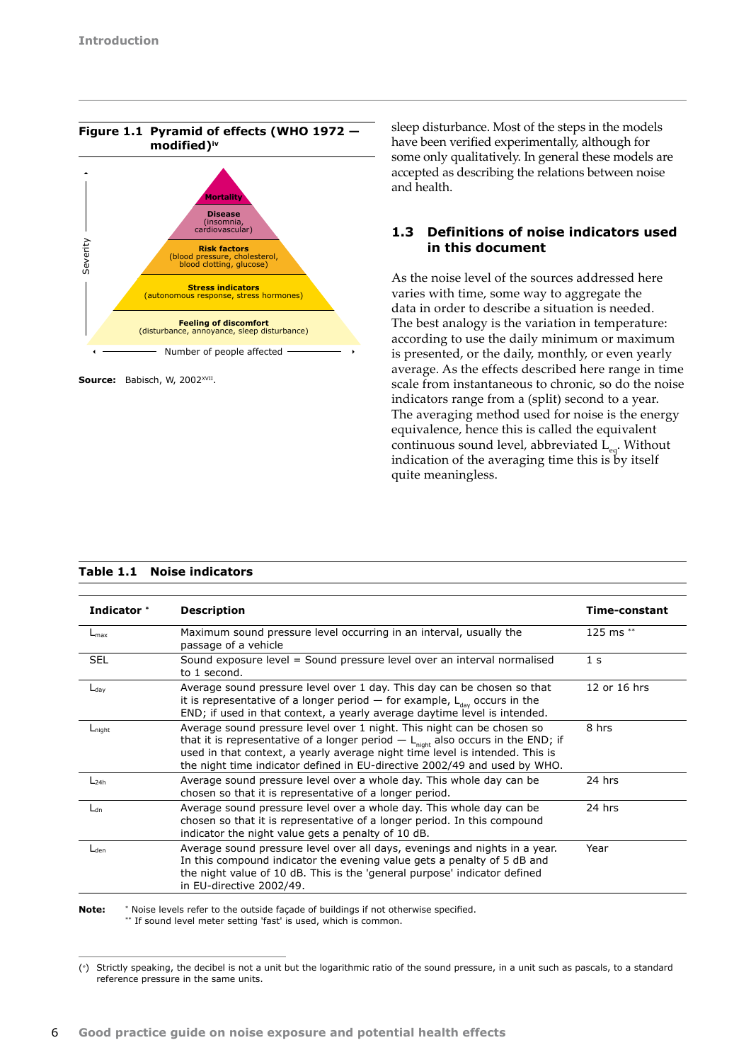**Figure 1.1 Pyramid of effects (WHO 1972 — modified)[iv]**

Severity

Mortality

Disease
(insomnia, cardiovascular)

Risk factors
(blood pressure, cholesterol, blood clotting, glucose)

Stress indicators
(autonomous response, stress hormones)

Feeling of discomfort
(disturbance, annoyance, sleep disturbance)

Number of people affected

**Source:** Babisch, W, 2002[XVII].

sleep disturbance. Most of the steps in the models have been verified experimentally, although for some only qualitatively. In general these models are accepted as describing the relations between noise and health.

## 1.3 Definitions of noise indicators used in this document

As the noise level of the sources addressed here varies with time, some way to aggregate the data in order to describe a situation is needed. The best analogy is the variation in temperature: according to use the daily minimum or maximum is presented, or the daily, monthly, or even yearly average. As the effects described here range in time scale from instantaneous to chronic, so do the noise indicators range from a (split) second to a year. The averaging method used for noise is the energy equivalence, hence this is called the equivalent continuous sound level, abbreviated $L_{eq}$. Without indication of the averaging time this is by itself quite meaningless.

**Table 1.1 Noise indicators**

| Indicator * | Description | Time-constant |
|---|---|---|
| $L_{max}$ | Maximum sound pressure level occurring in an interval, usually the passage of a vehicle | 125 ms ** |
| SEL | Sound exposure level = Sound pressure level over an interval normalised to 1 second. | 1 s |
| $L_{day}$ | Average sound pressure level over 1 day. This day can be chosen so that it is representative of a longer period — for example, $L_{day}$ occurs in the END; if used in that context, a yearly average daytime level is intended. | 12 or 16 hrs |
| $L_{night}$ | Average sound pressure level over 1 night. This night can be chosen so that it is representative of a longer period — $L_{night}$ also occurs in the END; if used in that context, a yearly average night time level is intended. This is the night time indicator defined in EU-directive 2002/49 and used by WHO. | 8 hrs |
| $L_{24h}$ | Average sound pressure level over a whole day. This whole day can be chosen so that it is representative of a longer period. | 24 hrs |
| $L_{dn}$ | Average sound pressure level over a whole day. This whole day can be chosen so that it is representative of a longer period. In this compound indicator the night value gets a penalty of 10 dB. | 24 hrs |
| $L_{den}$ | Average sound pressure level over all days, evenings and nights in a year. In this compound indicator the evening value gets a penalty of 5 dB and the night value of 10 dB. This is the 'general purpose' indicator defined in EU-directive 2002/49. | Year |

**Note:** * Noise levels refer to the outside façade of buildings if not otherwise specified.
** If sound level meter setting 'fast' is used, which is common.

(*) Strictly speaking, the decibel is not a unit but the logarithmic ratio of the sound pressure, in a unit such as pascals, to a standard reference pressure in the same units.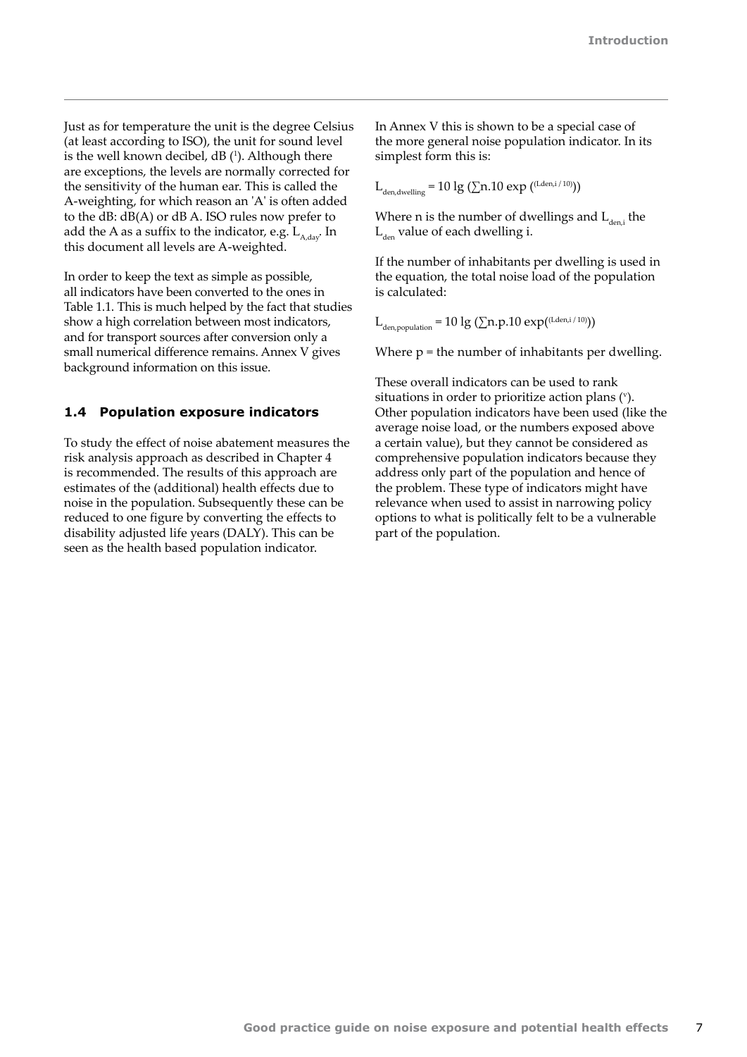Just as for temperature the unit is the degree Celsius (at least according to ISO), the unit for sound level is the well known decibel, dB [1]. Although there are exceptions, the levels are normally corrected for the sensitivity of the human ear. This is called the A-weighting, for which reason an 'A' is often added to the dB: dB(A) or dB A. ISO rules now prefer to add the A as a suffix to the indicator, e.g. $L_{A,day}$. In this document all levels are A-weighted.

In order to keep the text as simple as possible, all indicators have been converted to the ones in Table 1.1. This is much helped by the fact that studies show a high correlation between most indicators, and for transport sources after conversion only a small numerical difference remains. Annex V gives background information on this issue.

### 1.4 Population exposure indicators

To study the effect of noise abatement measures the risk analysis approach as described in Chapter 4 is recommended. The results of this approach are estimates of the (additional) health effects due to noise in the population. Subsequently these can be reduced to one figure by converting the effects to disability adjusted life years (DALY). This can be seen as the health based population indicator.

In Annex V this is shown to be a special case of the more general noise population indicator. In its simplest form this is:

$$L_{den,dwelling} = 10 \lg (\sum n.10 \exp ^{((Lden,i / 10))})$$

Where n is the number of dwellings and $L_{den,i}$ the $L_{den}$ value of each dwelling i.

If the number of inhabitants per dwelling is used in the equation, the total noise load of the population is calculated:

$$L_{den,population} = 10 \lg (\sum n.p.10 \exp^{((Lden,i / 10))})$$

Where p = the number of inhabitants per dwelling.

These overall indicators can be used to rank situations in order to prioritize action plans [v]. Other population indicators have been used (like the average noise load, or the numbers exposed above a certain value), but they cannot be considered as comprehensive population indicators because they address only part of the population and hence of the problem. These type of indicators might have relevance when used to assist in narrowing policy options to what is politically felt to be a vulnerable part of the population.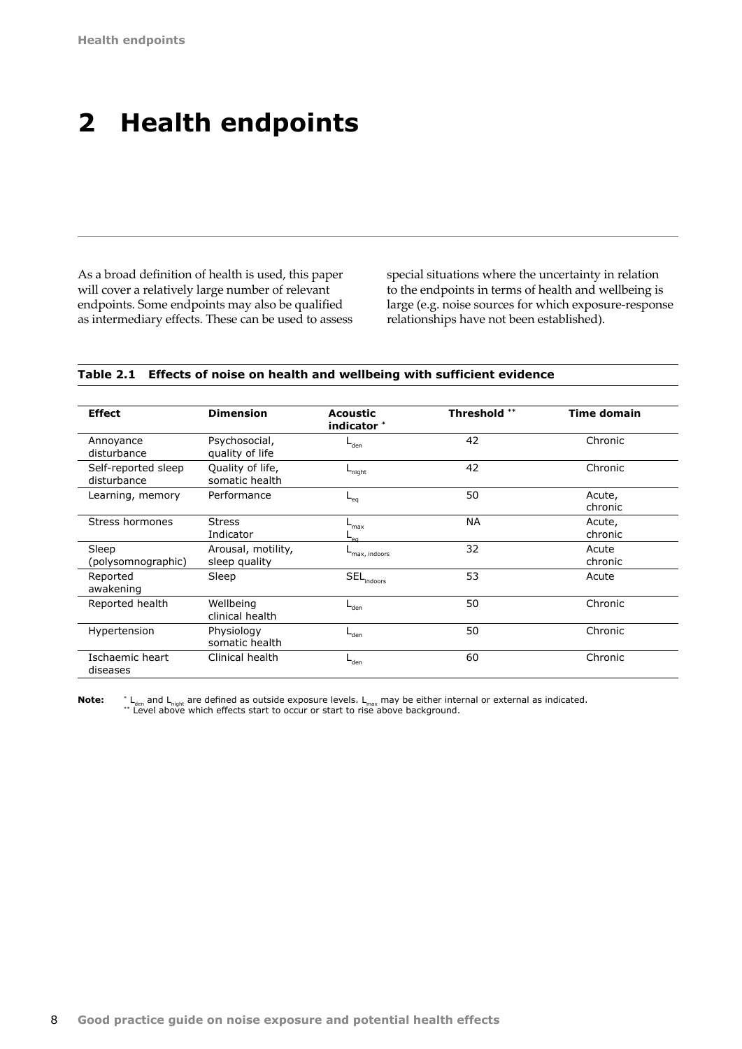# 2 Health endpoints

As a broad definition of health is used, this paper will cover a relatively large number of relevant endpoints. Some endpoints may also be qualified as intermediary effects. These can be used to assess special situations where the uncertainty in relation to the endpoints in terms of health and wellbeing is large (e.g. noise sources for which exposure-response relationships have not been established).

**Table 2.1 Effects of noise on health and wellbeing with sufficient evidence**

| Effect | Dimension | Acoustic indicator * | Threshold ** | Time domain |
|---|---|---|---|---|
| Annoyance disturbance | Psychosocial, quality of life | $L_{den}$ | 42 | Chronic |
| Self-reported sleep disturbance | Quality of life, somatic health | $L_{night}$ | 42 | Chronic |
| Learning, memory | Performance | $L_{eq}$ | 50 | Acute, chronic |
| Stress hormones | Stress Indicator | $L_{max}$ $L_{eq}$ | NA | Acute, chronic |
| Sleep (polysomnographic) | Arousal, motility, sleep quality | $L_{max,\ indoors}$ | 32 | Acute chronic |
| Reported awakening | Sleep | $SEL_{indoors}$ | 53 | Acute |
| Reported health | Wellbeing clinical health | $L_{den}$ | 50 | Chronic |
| Hypertension | Physiology somatic health | $L_{den}$ | 50 | Chronic |
| Ischaemic heart diseases | Clinical health | $L_{den}$ | 60 | Chronic |

**Note:** * $L_{den}$ and $L_{night}$ are defined as outside exposure levels. $L_{max}$ may be either internal or external as indicated.
** Level above which effects start to occur or start to rise above background.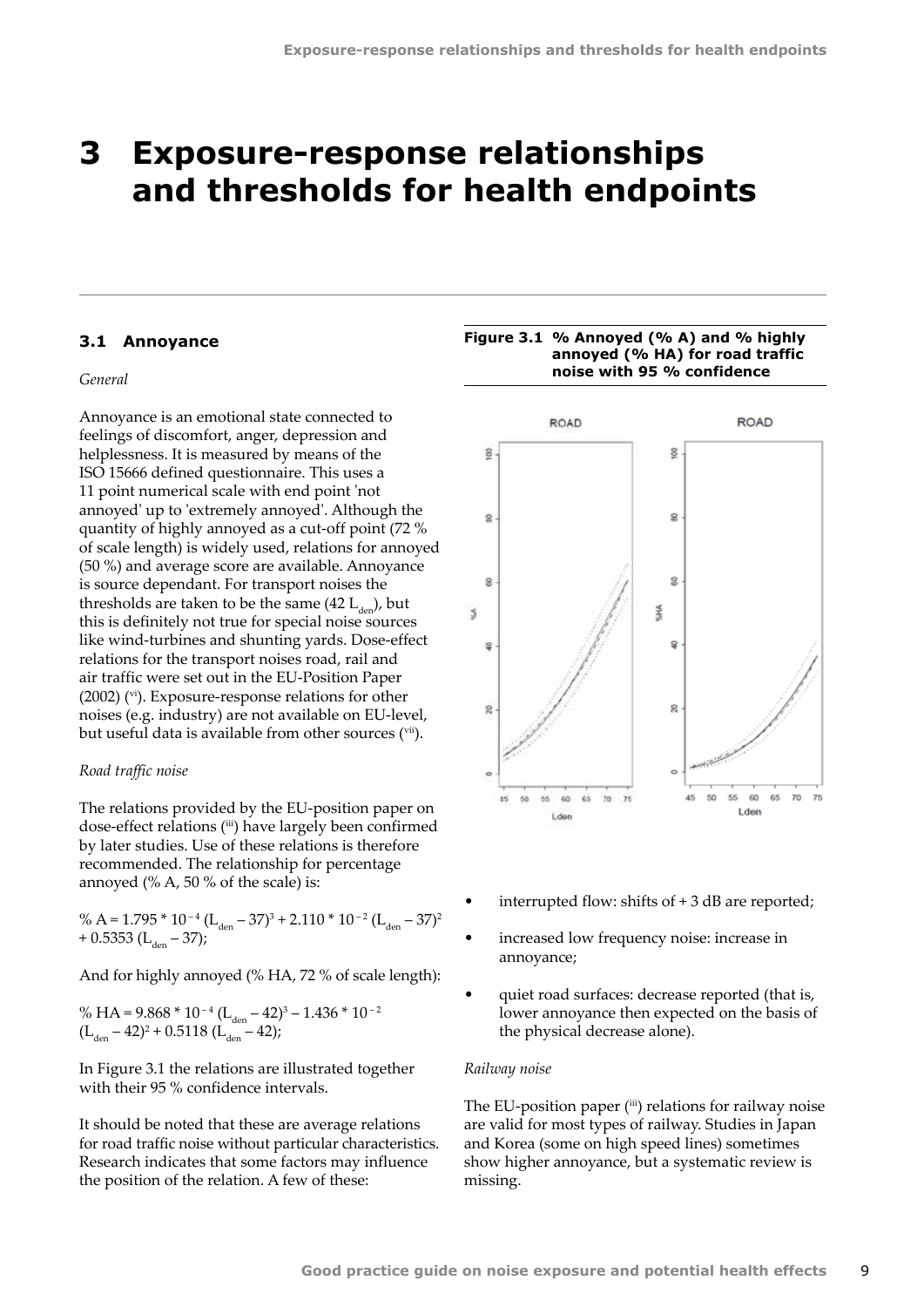# 3 Exposure-response relationships and thresholds for health endpoints

## 3.1 Annoyance

*General*

Annoyance is an emotional state connected to feelings of discomfort, anger, depression and helplessness. It is measured by means of the ISO 15666 defined questionnaire. This uses a 11 point numerical scale with end point 'not annoyed' up to 'extremely annoyed'. Although the quantity of highly annoyed as a cut-off point (72 % of scale length) is widely used, relations for annoyed (50 %) and average score are available. Annoyance is source dependant. For transport noises the thresholds are taken to be the same (42 $L_{den}$), but this is definitely not true for special noise sources like wind-turbines and shunting yards. Dose-effect relations for the transport noises road, rail and air traffic were set out in the EU-Position Paper (2002) (vi). Exposure-response relations for other noises (e.g. industry) are not available on EU-level, but useful data is available from other sources (vii).

*Road traffic noise*

The relations provided by the EU-position paper on dose-effect relations (iii) have largely been confirmed by later studies. Use of these relations is therefore recommended. The relationship for percentage annoyed (% A, 50 % of the scale) is:

$$\% A = 1.795 * 10^{-4} (L_{den} - 37)^3 + 2.110 * 10^{-2} (L_{den} - 37)^2 + 0.5353 (L_{den} - 37);$$

And for highly annoyed (% HA, 72 % of scale length):

$$\% HA = 9.868 * 10^{-4} (L_{den} - 42)^3 - 1.436 * 10^{-2} (L_{den} - 42)^2 + 0.5118 (L_{den} - 42);$$

In Figure 3.1 the relations are illustrated together with their 95 % confidence intervals.

It should be noted that these are average relations for road traffic noise without particular characteristics. Research indicates that some factors may influence the position of the relation. A few of these:

**Figure 3.1 % Annoyed (% A) and % highly annoyed (% HA) for road traffic noise with 95 % confidence**

- interrupted flow: shifts of + 3 dB are reported;
- increased low frequency noise: increase in annoyance;
- quiet road surfaces: decrease reported (that is, lower annoyance then expected on the basis of the physical decrease alone).

*Railway noise*

The EU-position paper (iii) relations for railway noise are valid for most types of railway. Studies in Japan and Korea (some on high speed lines) sometimes show higher annoyance, but a systematic review is missing.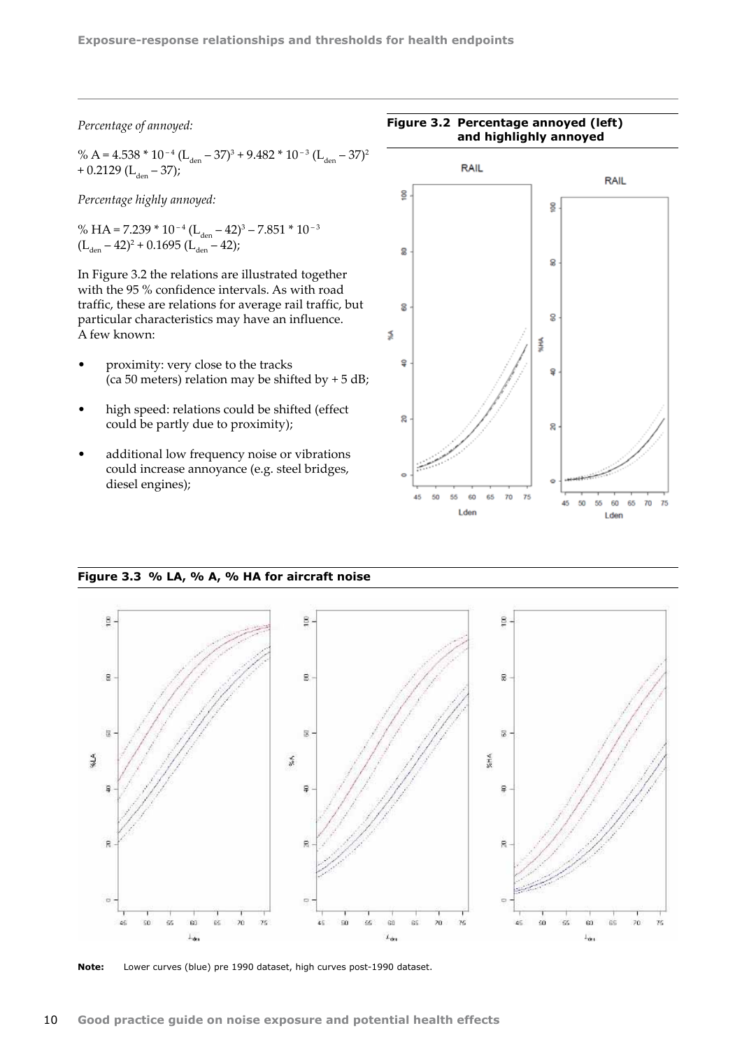*Percentage of annoyed:*

$\% A = 4.538 * 10^{-4} (L_{den} - 37)^3 + 9.482 * 10^{-3} (L_{den} - 37)^2 + 0.2129 (L_{den} - 37);$

*Percentage highly annoyed:*

$\% HA = 7.239 * 10^{-4} (L_{den} - 42)^3 - 7.851 * 10^{-3} (L_{den} - 42)^2 + 0.1695 (L_{den} - 42);$

In Figure 3.2 the relations are illustrated together with the 95 % confidence intervals. As with road traffic, these are relations for average rail traffic, but particular characteristics may have an influence. A few known:

- proximity: very close to the tracks (ca 50 meters) relation may be shifted by + 5 dB;
- high speed: relations could be shifted (effect could be partly due to proximity);
- additional low frequency noise or vibrations could increase annoyance (e.g. steel bridges, diesel engines);

**Figure 3.2 Percentage annoyed (left) and highlighly annoyed**

**Figure 3.3 % LA, % A, % HA for aircraft noise**

**Note:** Lower curves (blue) pre 1990 dataset, high curves post-1990 dataset.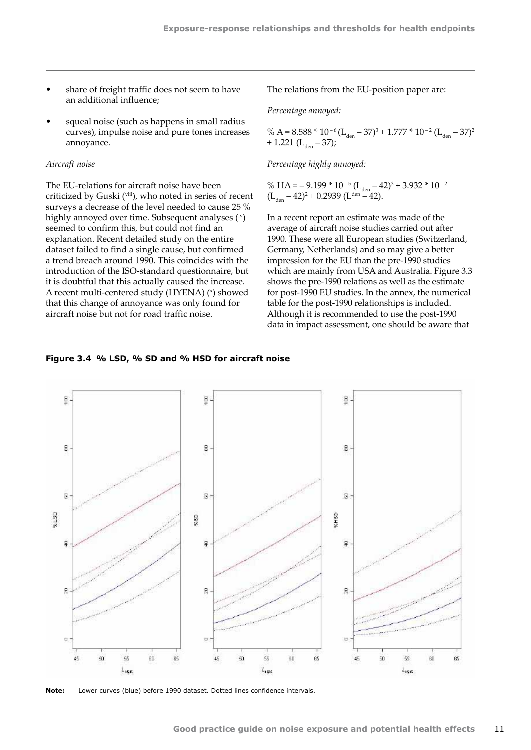- share of freight traffic does not seem to have an additional influence;
- squeal noise (such as happens in small radius curves), impulse noise and pure tones increases annoyance.

*Aircraft noise*

The EU-relations for aircraft noise have been criticized by Guski ([viii]), who noted in series of recent surveys a decrease of the level needed to cause 25 % highly annoyed over time. Subsequent analyses ([iv]) seemed to confirm this, but could not find an explanation. Recent detailed study on the entire dataset failed to find a single cause, but confirmed a trend breach around 1990. This coincides with the introduction of the ISO-standard questionnaire, but it is doubtful that this actually caused the increase. A recent multi-centered study (HYENA) ([x]) showed that this change of annoyance was only found for aircraft noise but not for road traffic noise.

The relations from the EU-position paper are:

*Percentage annoyed:*

$$\% A = 8.588 * 10^{-6} (L_{den} - 37)^3 + 1.777 * 10^{-2} (L_{den} - 37)^2 + 1.221 (L_{den} - 37);$$

*Percentage highly annoyed:*

$$\% HA = -9.199 * 10^{-5} (L_{den} - 42)^3 + 3.932 * 10^{-2} (L_{den} - 42)^2 + 0.2939 (L^{den} - 42).$$

In a recent report an estimate was made of the average of aircraft noise studies carried out after 1990. These were all European studies (Switzerland, Germany, Netherlands) and so may give a better impression for the EU than the pre-1990 studies which are mainly from USA and Australia. Figure 3.3 shows the pre-1990 relations as well as the estimate for post-1990 EU studies. In the annex, the numerical table for the post-1990 relationships is included. Although it is recommended to use the post-1990 data in impact assessment, one should be aware that

**Figure 3.4 % LSD, % SD and % HSD for aircraft noise**

**Note:** Lower curves (blue) before 1990 dataset. Dotted lines confidence intervals.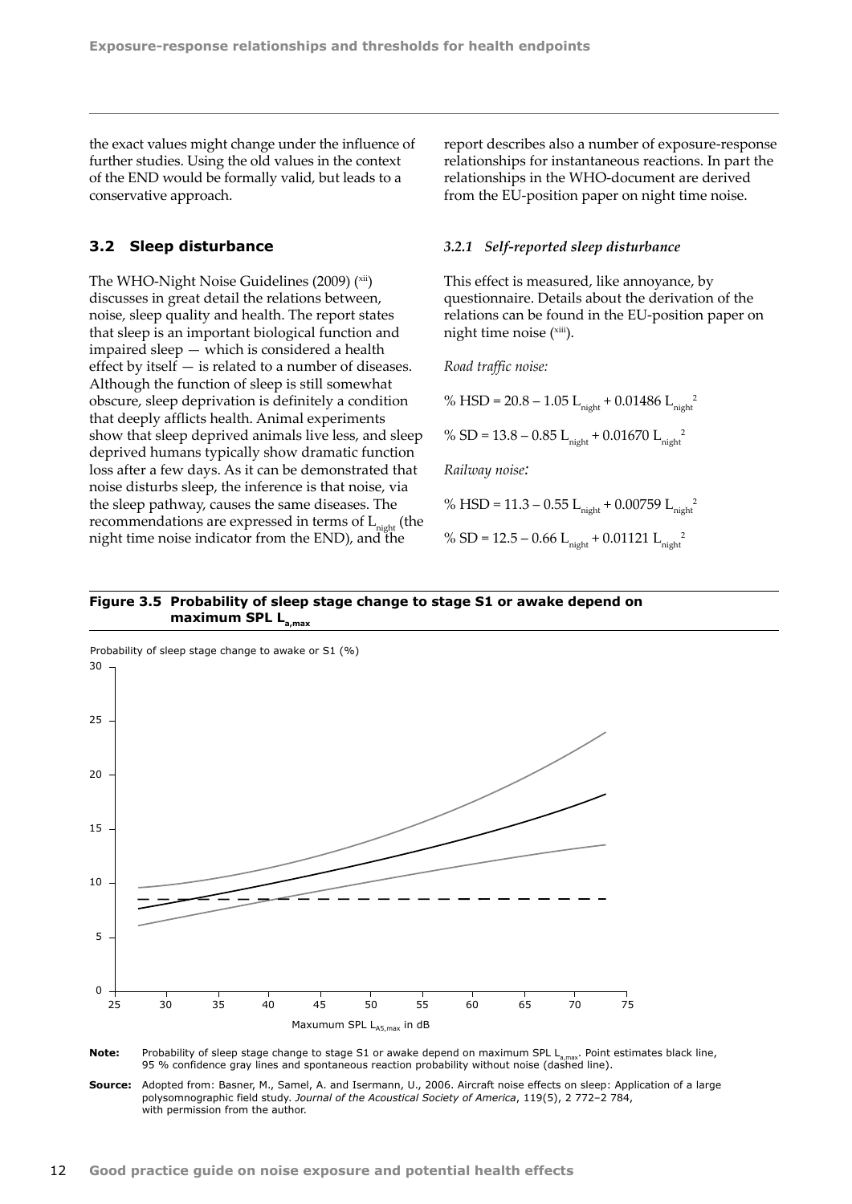the exact values might change under the influence of further studies. Using the old values in the context of the END would be formally valid, but leads to a conservative approach.

## 3.2 Sleep disturbance

The WHO-Night Noise Guidelines (2009) ([xii]) discusses in great detail the relations between, noise, sleep quality and health. The report states that sleep is an important biological function and impaired sleep — which is considered a health effect by itself — is related to a number of diseases. Although the function of sleep is still somewhat obscure, sleep deprivation is definitely a condition that deeply afflicts health. Animal experiments show that sleep deprived animals live less, and sleep deprived humans typically show dramatic function loss after a few days. As it can be demonstrated that noise disturbs sleep, the inference is that noise, via the sleep pathway, causes the same diseases. The recommendations are expressed in terms of $L_{night}$ (the night time noise indicator from the END), and the report describes also a number of exposure-response relationships for instantaneous reactions. In part the relationships in the WHO-document are derived from the EU-position paper on night time noise.

### *3.2.1 Self-reported sleep disturbance*

This effect is measured, like annoyance, by questionnaire. Details about the derivation of the relations can be found in the EU-position paper on night time noise ([xiii]).

*Road traffic noise:*

$$\% \text{ HSD} = 20.8 - 1.05\, L_{night} + 0.01486\, L_{night}^2$$

$$\% \text{ SD} = 13.8 - 0.85\, L_{night} + 0.01670\, L_{night}^2$$

*Railway noise:*

$$\% \text{ HSD} = 11.3 - 0.55\, L_{night} + 0.00759\, L_{night}^2$$

$$\% \text{ SD} = 12.5 - 0.66\, L_{night} + 0.01121\, L_{night}^2$$

**Figure 3.5 Probability of sleep stage change to stage S1 or awake depend on maximum SPL $L_{a,max}$**

**Note:** Probability of sleep stage change to stage S1 or awake depend on maximum SPL $L_{a,max}$. Point estimates black line, 95 % confidence gray lines and spontaneous reaction probability without noise (dashed line).

**Source:** Adopted from: Basner, M., Samel, A. and Isermann, U., 2006. Aircraft noise effects on sleep: Application of a large polysomnographic field study. *Journal of the Acoustical Society of America*, 119(5), 2 772–2 784, with permission from the author.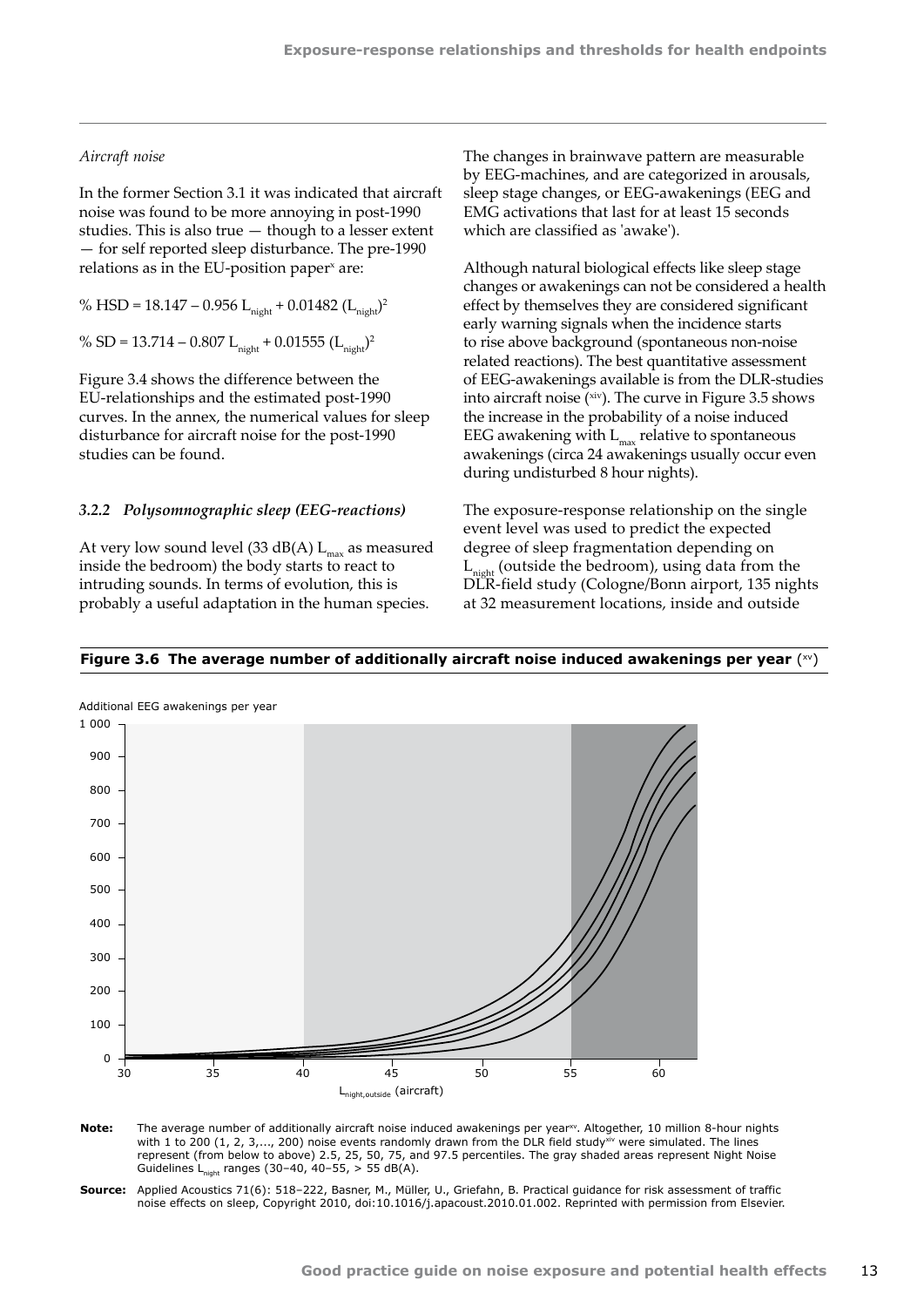*Aircraft noise*

In the former Section 3.1 it was indicated that aircraft noise was found to be more annoying in post-1990 studies. This is also true — though to a lesser extent — for self reported sleep disturbance. The pre-1990 relations as in the EU-position paper[x] are:

$$\% \text{ HSD} = 18.147 - 0.956\, L_{night} + 0.01482\, (L_{night})^2$$

$$\% \text{ SD} = 13.714 - 0.807\, L_{night} + 0.01555\, (L_{night})^2$$

Figure 3.4 shows the difference between the EU-relationships and the estimated post-1990 curves. In the annex, the numerical values for sleep disturbance for aircraft noise for the post-1990 studies can be found.

### *3.2.2 Polysomnographic sleep (EEG-reactions)*

At very low sound level (33 dB(A) $L_{max}$ as measured inside the bedroom) the body starts to react to intruding sounds. In terms of evolution, this is probably a useful adaptation in the human species.

The changes in brainwave pattern are measurable by EEG-machines, and are categorized in arousals, sleep stage changes, or EEG-awakenings (EEG and EMG activations that last for at least 15 seconds which are classified as 'awake').

Although natural biological effects like sleep stage changes or awakenings can not be considered a health effect by themselves they are considered significant early warning signals when the incidence starts to rise above background (spontaneous non-noise related reactions). The best quantitative assessment of EEG-awakenings available is from the DLR-studies into aircraft noise ([xiv]). The curve in Figure 3.5 shows the increase in the probability of a noise induced EEG awakening with $L_{max}$ relative to spontaneous awakenings (circa 24 awakenings usually occur even during undisturbed 8 hour nights).

The exposure-response relationship on the single event level was used to predict the expected degree of sleep fragmentation depending on $L_{night}$ (outside the bedroom), using data from the DLR-field study (Cologne/Bonn airport, 135 nights at 32 measurement locations, inside and outside

**Figure 3.6 The average number of additionally aircraft noise induced awakenings per year** ([xv])

**Note:** The average number of additionally aircraft noise induced awakenings per year[xv]. Altogether, 10 million 8-hour nights with 1 to 200 (1, 2, 3,..., 200) noise events randomly drawn from the DLR field study[xiv] were simulated. The lines represent (from below to above) 2.5, 25, 50, 75, and 97.5 percentiles. The gray shaded areas represent Night Noise Guidelines $L_{night}$ ranges (30–40, 40–55, > 55 dB(A).

**Source:** Applied Acoustics 71(6): 518–222, Basner, M., Müller, U., Griefahn, B. Practical guidance for risk assessment of traffic noise effects on sleep, Copyright 2010, doi:10.1016/j.apacoust.2010.01.002. Reprinted with permission from Elsevier.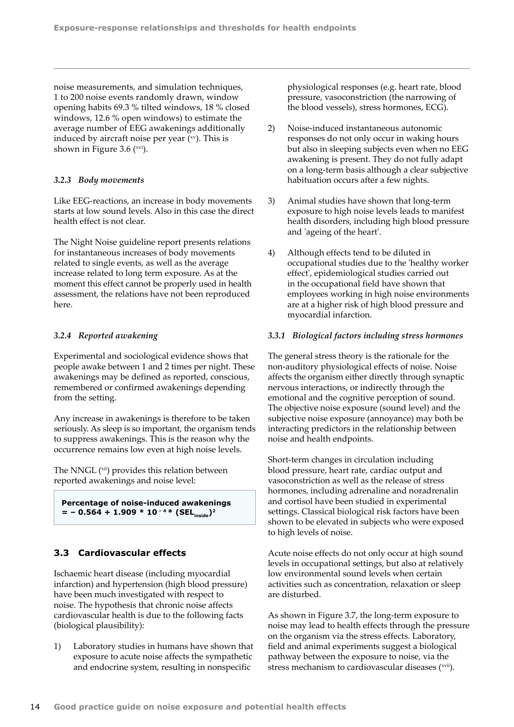noise measurements, and simulation techniques, 1 to 200 noise events randomly drawn, window opening habits 69.3 % tilted windows, 18 % closed windows, 12.6 % open windows) to estimate the average number of EEG awakenings additionally induced by aircraft noise per year [xv]. This is shown in Figure 3.6 [xvi].

### *3.2.3 Body movements*

Like EEG-reactions, an increase in body movements starts at low sound levels. Also in this case the direct health effect is not clear.

The Night Noise guideline report presents relations for instantaneous increases of body movements related to single events, as well as the average increase related to long term exposure. As at the moment this effect cannot be properly used in health assessment, the relations have not been reproduced here.

### *3.2.4 Reported awakening*

Experimental and sociological evidence shows that people awake between 1 and 2 times per night. These awakenings may be defined as reported, conscious, remembered or confirmed awakenings depending from the setting.

Any increase in awakenings is therefore to be taken seriously. As sleep is so important, the organism tends to suppress awakenings. This is the reason why the occurrence remains low even at high noise levels.

The NNGL [xii] provides this relation between reported awakenings and noise level:

**Percentage of noise-induced awakenings**
$$= -0.564 + 1.909 * 10^{-4} * (SEL_{inside})^2$$

## 3.3 Cardiovascular effects

Ischaemic heart disease (including myocardial infarction) and hypertension (high blood pressure) have been much investigated with respect to noise. The hypothesis that chronic noise affects cardiovascular health is due to the following facts (biological plausibility):

1) Laboratory studies in humans have shown that exposure to acute noise affects the sympathetic and endocrine system, resulting in nonspecific physiological responses (e.g. heart rate, blood pressure, vasoconstriction (the narrowing of the blood vessels), stress hormones, ECG).
2) Noise-induced instantaneous autonomic responses do not only occur in waking hours but also in sleeping subjects even when no EEG awakening is present. They do not fully adapt on a long-term basis although a clear subjective habituation occurs after a few nights.
3) Animal studies have shown that long-term exposure to high noise levels leads to manifest health disorders, including high blood pressure and 'ageing of the heart'.
4) Although effects tend to be diluted in occupational studies due to the 'healthy worker effect', epidemiological studies carried out in the occupational field have shown that employees working in high noise environments are at a higher risk of high blood pressure and myocardial infarction.

### *3.3.1 Biological factors including stress hormones*

The general stress theory is the rationale for the non-auditory physiological effects of noise. Noise affects the organism either directly through synaptic nervous interactions, or indirectly through the emotional and the cognitive perception of sound. The objective noise exposure (sound level) and the subjective noise exposure (annoyance) may both be interacting predictors in the relationship between noise and health endpoints.

Short-term changes in circulation including blood pressure, heart rate, cardiac output and vasoconstriction as well as the release of stress hormones, including adrenaline and noradrenalin and cortisol have been studied in experimental settings. Classical biological risk factors have been shown to be elevated in subjects who were exposed to high levels of noise.

Acute noise effects do not only occur at high sound levels in occupational settings, but also at relatively low environmental sound levels when certain activities such as concentration, relaxation or sleep are disturbed.

As shown in Figure 3.7, the long-term exposure to noise may lead to health effects through the pressure on the organism via the stress effects. Laboratory, field and animal experiments suggest a biological pathway between the exposure to noise, via the stress mechanism to cardiovascular diseases [xvii].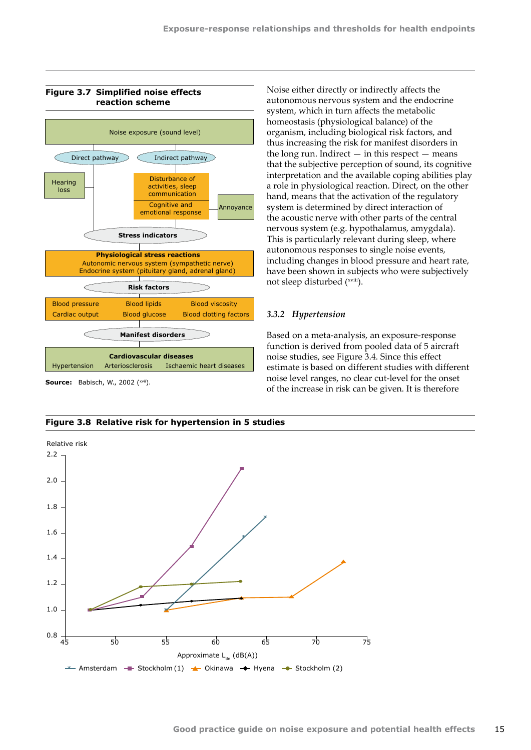**Figure 3.7 Simplified noise effects reaction scheme**

Noise exposure (sound level)

Direct pathway — Hearing loss

Indirect pathway — Disturbance of activities, sleep communication — Cognitive and emotional response — Annoyance

Stress indicators

**Physiological stress reactions**
Autonomic nervous system (sympathetic nerve)
Endocrine system (pituitary gland, adrenal gland)

Risk factors

| | | |
|---|---|---|
| Blood pressure | Blood lipids | Blood viscosity |
| Cardiac output | Blood glucose | Blood clotting factors |

Manifest disorders

**Cardiovascular diseases**
Hypertension · Arteriosclerosis · Ischaemic heart diseases

**Source:** Babisch, W., 2002 ([xvii]).

Noise either directly or indirectly affects the autonomous nervous system and the endocrine system, which in turn affects the metabolic homeostasis (physiological balance) of the organism, including biological risk factors, and thus increasing the risk for manifest disorders in the long run. Indirect — in this respect — means that the subjective perception of sound, its cognitive interpretation and the available coping abilities play a role in physiological reaction. Direct, on the other hand, means that the activation of the regulatory system is determined by direct interaction of the acoustic nerve with other parts of the central nervous system (e.g. hypothalamus, amygdala). This is particularly relevant during sleep, where autonomous responses to single noise events, including changes in blood pressure and heart rate, have been shown in subjects who were subjectively not sleep disturbed ([xviii]).

### 3.3.2 *Hypertension*

Based on a meta-analysis, an exposure-response function is derived from pooled data of 5 aircraft noise studies, see Figure 3.4. Since this effect estimate is based on different studies with different noise level ranges, no clear cut-level for the onset of the increase in risk can be given. It is therefore

**Figure 3.8 Relative risk for hypertension in 5 studies**

Relative risk (y-axis, 0.8–2.2); Approximate $L_{dn}$ (dB(A)) (x-axis, 45–75)

Legend: Amsterdam, Stockholm (1), Okinawa, Hyena, Stockholm (2)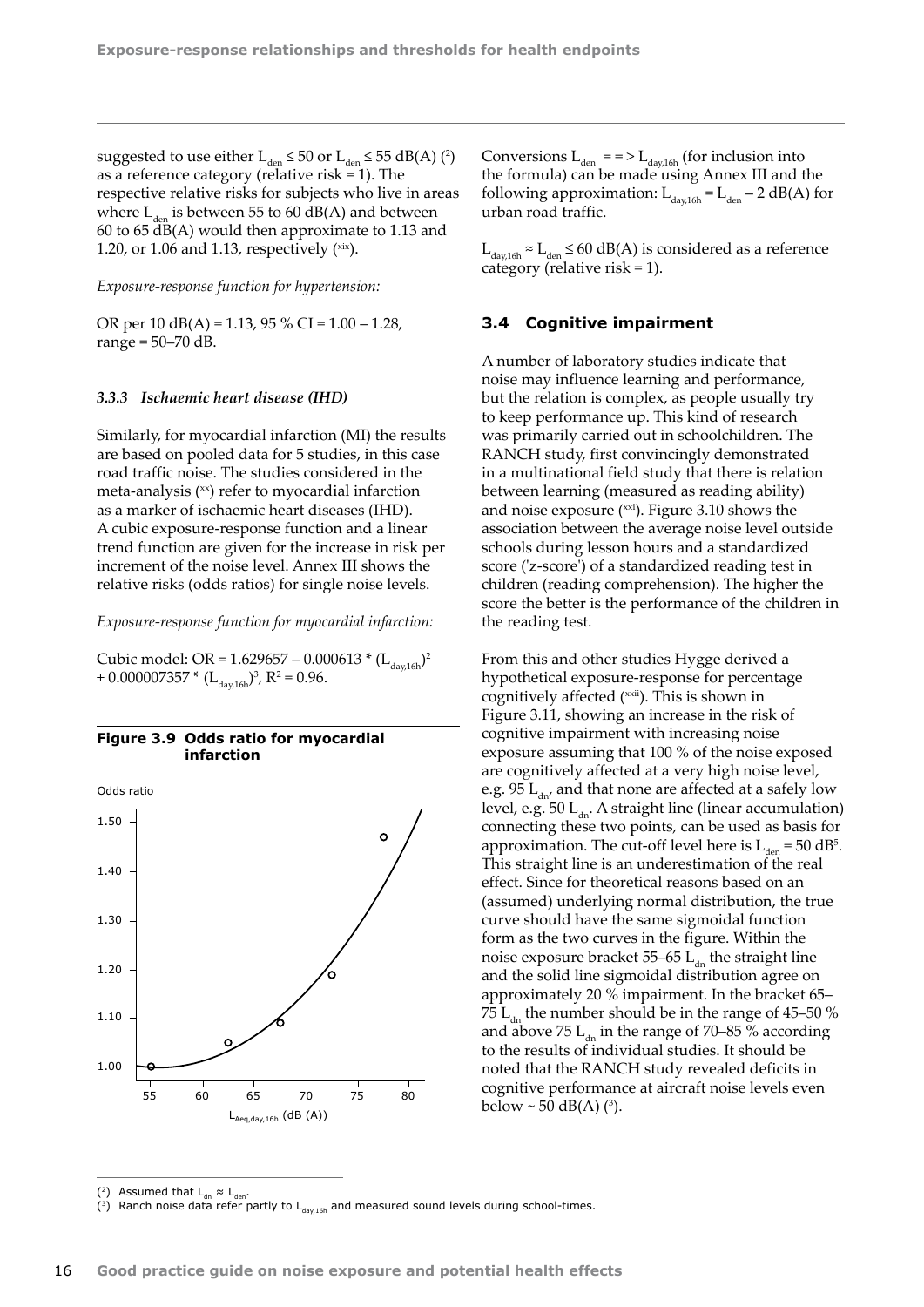suggested to use either $L_{den} \leq 50$ or $L_{den} \leq 55$ dB(A) [2] as a reference category (relative risk = 1). The respective relative risks for subjects who live in areas where $L_{den}$ is between 55 to 60 dB(A) and between 60 to 65 dB(A) would then approximate to 1.13 and 1.20, or 1.06 and 1.13, respectively [xix].

*Exposure-response function for hypertension:*

OR per 10 dB(A) = 1.13, 95 % CI = 1.00 – 1.28, range = 50–70 dB.

### *3.3.3 Ischaemic heart disease (IHD)*

Similarly, for myocardial infarction (MI) the results are based on pooled data for 5 studies, in this case road traffic noise. The studies considered in the meta-analysis [xx] refer to myocardial infarction as a marker of ischaemic heart diseases (IHD). A cubic exposure-response function and a linear trend function are given for the increase in risk per increment of the noise level. Annex III shows the relative risks (odds ratios) for single noise levels.

*Exposure-response function for myocardial infarction:*

Cubic model: $OR = 1.629657 - 0.000613 * (L_{day,16h})^2 + 0.000007357 * (L_{day,16h})^3$, $R^2 = 0.96$.

**Figure 3.9 Odds ratio for myocardial infarction**

Conversions $L_{den} ==> L_{day,16h}$ (for inclusion into the formula) can be made using Annex III and the following approximation: $L_{day,16h} = L_{den} - 2$ dB(A) for urban road traffic.

$L_{day,16h} \approx L_{den} \leq 60$ dB(A) is considered as a reference category (relative risk = 1).

## 3.4 Cognitive impairment

A number of laboratory studies indicate that noise may influence learning and performance, but the relation is complex, as people usually try to keep performance up. This kind of research was primarily carried out in schoolchildren. The RANCH study, first convincingly demonstrated in a multinational field study that there is relation between learning (measured as reading ability) and noise exposure [xxi]. Figure 3.10 shows the association between the average noise level outside schools during lesson hours and a standardized score ('z-score') of a standardized reading test in children (reading comprehension). The higher the score the better is the performance of the children in the reading test.

From this and other studies Hygge derived a hypothetical exposure-response for percentage cognitively affected [xxii]. This is shown in Figure 3.11, showing an increase in the risk of cognitive impairment with increasing noise exposure assuming that 100 % of the noise exposed are cognitively affected at a very high noise level, e.g. 95 $L_{dn}$, and that none are affected at a safely low level, e.g. 50 $L_{dn}$. A straight line (linear accumulation) connecting these two points, can be used as basis for approximation. The cut-off level here is $L_{den} = 50$ dB[5]. This straight line is an underestimation of the real effect. Since for theoretical reasons based on an (assumed) underlying normal distribution, the true curve should have the same sigmoidal function form as the two curves in the figure. Within the noise exposure bracket 55–65 $L_{dn}$ the straight line and the solid line sigmoidal distribution agree on approximately 20 % impairment. In the bracket 65–75 $L_{dn}$ the number should be in the range of 45–50 % and above 75 $L_{dn}$ in the range of 70–85 % according to the results of individual studies. It should be noted that the RANCH study revealed deficits in cognitive performance at aircraft noise levels even below ~ 50 dB(A) [3].

---

[2] Assumed that $L_{dn} \approx L_{den}$.

[3] Ranch noise data refer partly to $L_{day,16h}$ and measured sound levels during school-times.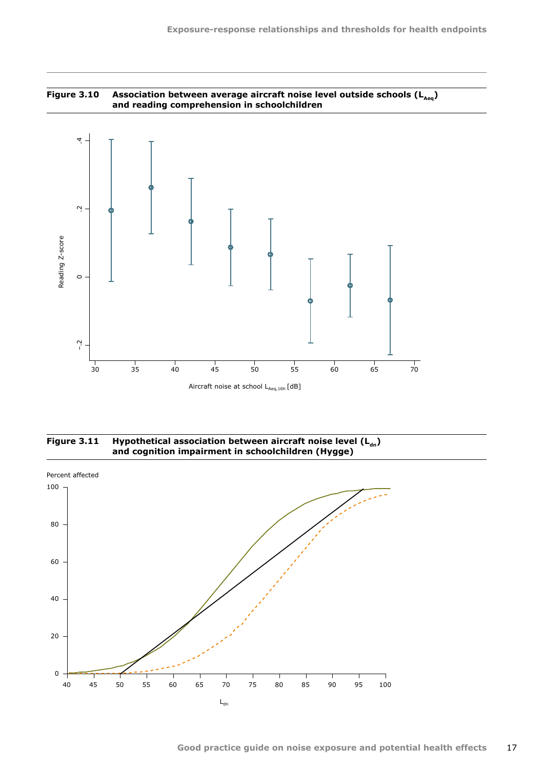**Figure 3.10 Association between average aircraft noise level outside schools ($L_{Aeq}$) and reading comprehension in schoolchildren**

**Figure 3.11 Hypothetical association between aircraft noise level ($L_{dn}$) and cognition impairment in schoolchildren (Hygge)**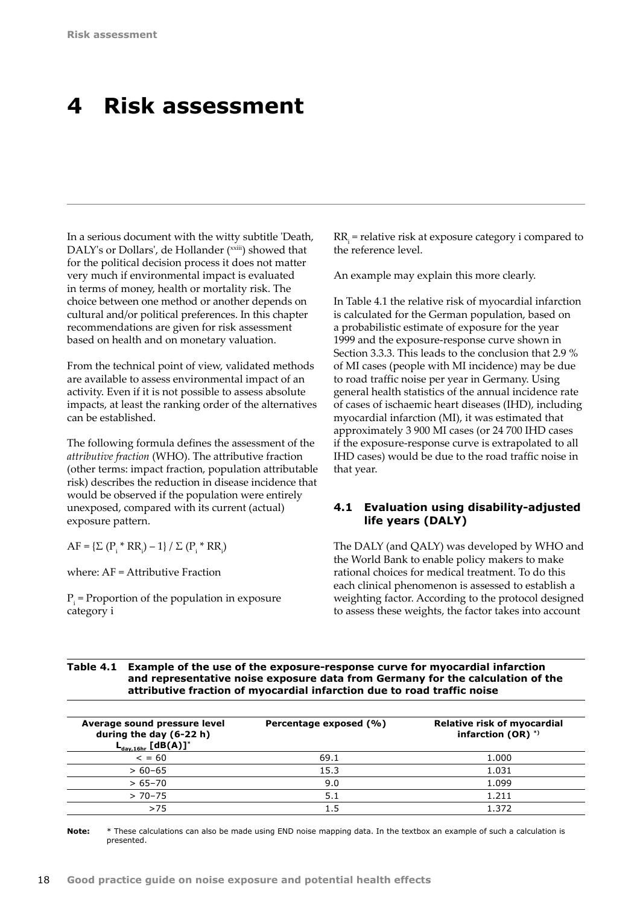# 4 Risk assessment

In a serious document with the witty subtitle 'Death, DALY's or Dollars', de Hollander ([xxiii]) showed that for the political decision process it does not matter very much if environmental impact is evaluated in terms of money, health or mortality risk. The choice between one method or another depends on cultural and/or political preferences. In this chapter recommendations are given for risk assessment based on health and on monetary valuation.

From the technical point of view, validated methods are available to assess environmental impact of an activity. Even if it is not possible to assess absolute impacts, at least the ranking order of the alternatives can be established.

The following formula defines the assessment of the *attributive fraction* (WHO). The attributive fraction (other terms: impact fraction, population attributable risk) describes the reduction in disease incidence that would be observed if the population were entirely unexposed, compared with its current (actual) exposure pattern.

$AF = \{\Sigma (P_i * RR_i) - 1\} / \Sigma (P_i * RR_i)$

where: AF = Attributive Fraction

$P_i$ = Proportion of the population in exposure category i

$RR_i$ = relative risk at exposure category i compared to the reference level.

An example may explain this more clearly.

In Table 4.1 the relative risk of myocardial infarction is calculated for the German population, based on a probabilistic estimate of exposure for the year 1999 and the exposure-response curve shown in Section 3.3.3. This leads to the conclusion that 2.9 % of MI cases (people with MI incidence) may be due to road traffic noise per year in Germany. Using general health statistics of the annual incidence rate of cases of ischaemic heart diseases (IHD), including myocardial infarction (MI), it was estimated that approximately 3 900 MI cases (or 24 700 IHD cases if the exposure-response curve is extrapolated to all IHD cases) would be due to the road traffic noise in that year.

## 4.1 Evaluation using disability-adjusted life years (DALY)

The DALY (and QALY) was developed by WHO and the World Bank to enable policy makers to make rational choices for medical treatment. To do this each clinical phenomenon is assessed to establish a weighting factor. According to the protocol designed to assess these weights, the factor takes into account

**Table 4.1 Example of the use of the exposure-response curve for myocardial infarction and representative noise exposure data from Germany for the calculation of the attributive fraction of myocardial infarction due to road traffic noise**

| Average sound pressure level during the day (6-22 h) $L_{day,16hr}$ [dB(A)]* | Percentage exposed (%) | Relative risk of myocardial infarction (OR) *) |
|---|---|---|
| < = 60 | 69.1 | 1.000 |
| > 60–65 | 15.3 | 1.031 |
| > 65–70 | 9.0 | 1.099 |
| > 70–75 | 5.1 | 1.211 |
| >75 | 1.5 | 1.372 |

**Note:** * These calculations can also be made using END noise mapping data. In the textbox an example of such a calculation is presented.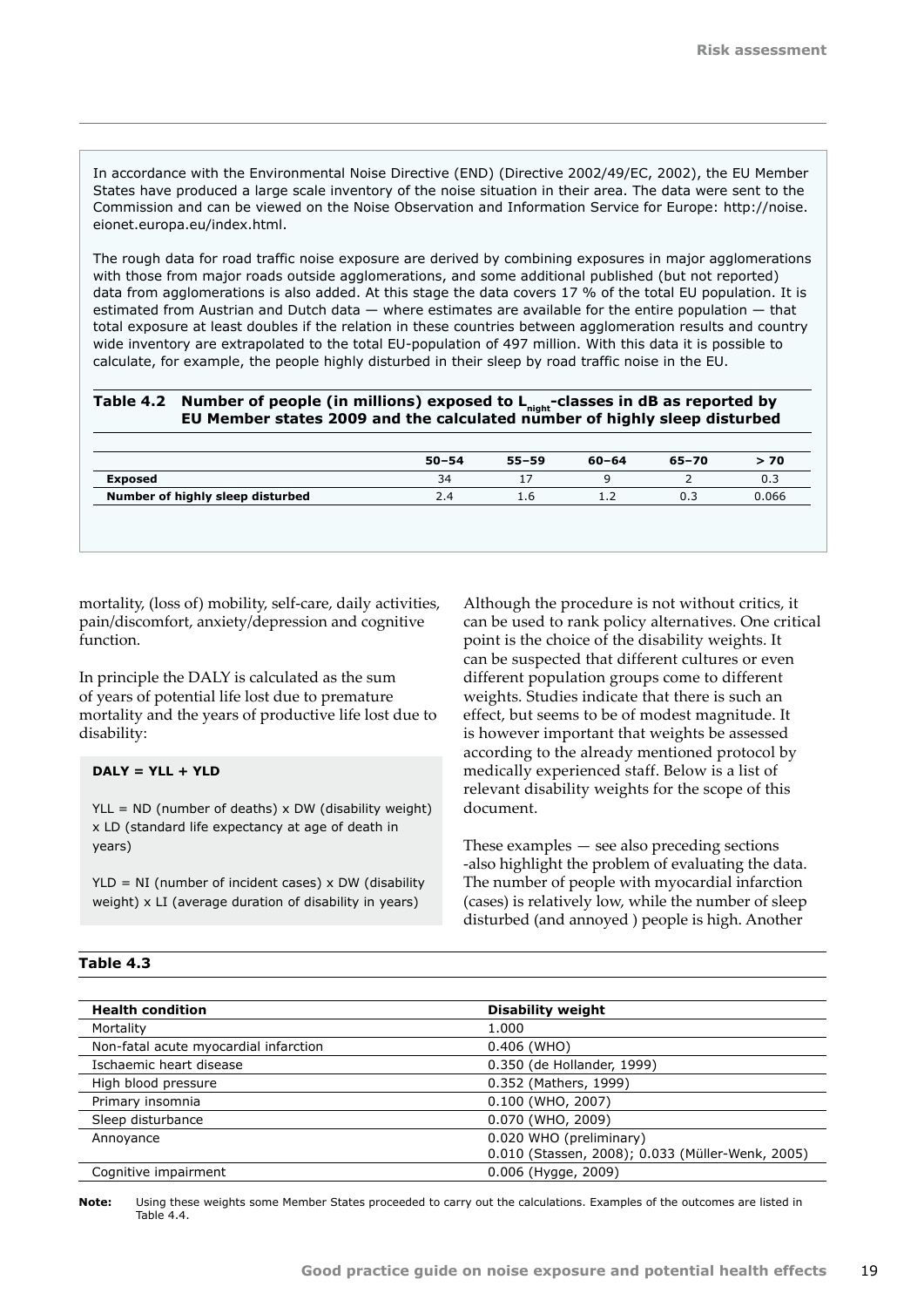In accordance with the Environmental Noise Directive (END) (Directive 2002/49/EC, 2002), the EU Member States have produced a large scale inventory of the noise situation in their area. The data were sent to the Commission and can be viewed on the Noise Observation and Information Service for Europe: http://noise.eionet.europa.eu/index.html.

The rough data for road traffic noise exposure are derived by combining exposures in major agglomerations with those from major roads outside agglomerations, and some additional published (but not reported) data from agglomerations is also added. At this stage the data covers 17 % of the total EU population. It is estimated from Austrian and Dutch data — where estimates are available for the entire population — that total exposure at least doubles if the relation in these countries between agglomeration results and country wide inventory are extrapolated to the total EU-population of 497 million. With this data it is possible to calculate, for example, the people highly disturbed in their sleep by road traffic noise in the EU.

**Table 4.2 Number of people (in millions) exposed to $L_{night}$-classes in dB as reported by EU Member states 2009 and the calculated number of highly sleep disturbed**

| | 50–54 | 55–59 | 60–64 | 65–70 | > 70 |
|---|---|---|---|---|---|
| **Exposed** | 34 | 17 | 9 | 2 | 0.3 |
| **Number of highly sleep disturbed** | 2.4 | 1.6 | 1.2 | 0.3 | 0.066 |

mortality, (loss of) mobility, self-care, daily activities, pain/discomfort, anxiety/depression and cognitive function.

In principle the DALY is calculated as the sum of years of potential life lost due to premature mortality and the years of productive life lost due to disability:

**DALY = YLL + YLD**

YLL = ND (number of deaths) x DW (disability weight) x LD (standard life expectancy at age of death in years)

YLD = NI (number of incident cases) x DW (disability weight) x LI (average duration of disability in years)

Although the procedure is not without critics, it can be used to rank policy alternatives. One critical point is the choice of the disability weights. It can be suspected that different cultures or even different population groups come to different weights. Studies indicate that there is such an effect, but seems to be of modest magnitude. It is however important that weights be assessed according to the already mentioned protocol by medically experienced staff. Below is a list of relevant disability weights for the scope of this document.

These examples — see also preceding sections -also highlight the problem of evaluating the data. The number of people with myocardial infarction (cases) is relatively low, while the number of sleep disturbed (and annoyed ) people is high. Another

**Table 4.3**

| Health condition | Disability weight |
|---|---|
| Mortality | 1.000 |
| Non-fatal acute myocardial infarction | 0.406 (WHO) |
| Ischaemic heart disease | 0.350 (de Hollander, 1999) |
| High blood pressure | 0.352 (Mathers, 1999) |
| Primary insomnia | 0.100 (WHO, 2007) |
| Sleep disturbance | 0.070 (WHO, 2009) |
| Annoyance | 0.020 WHO (preliminary)<br>0.010 (Stassen, 2008); 0.033 (Müller-Wenk, 2005) |
| Cognitive impairment | 0.006 (Hygge, 2009) |

**Note:** Using these weights some Member States proceeded to carry out the calculations. Examples of the outcomes are listed in Table 4.4.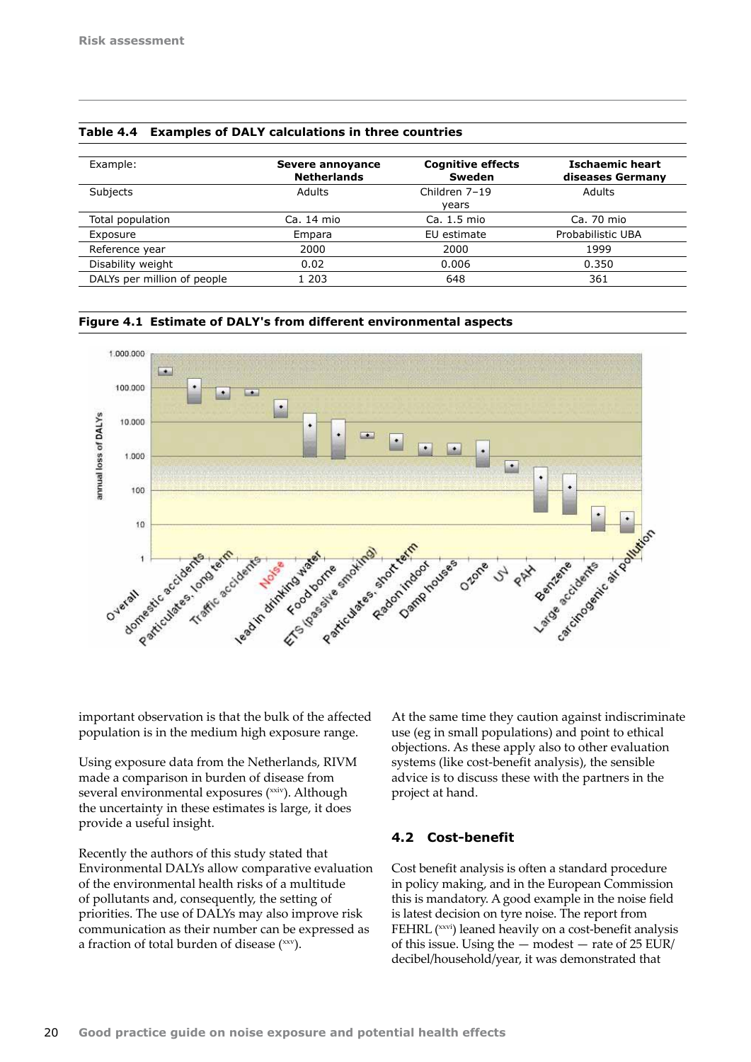**Table 4.4 Examples of DALY calculations in three countries**

| Example: | Severe annoyance Netherlands | Cognitive effects Sweden | Ischaemic heart diseases Germany |
|---|---|---|---|
| Subjects | Adults | Children 7–19 years | Adults |
| Total population | Ca. 14 mio | Ca. 1.5 mio | Ca. 70 mio |
| Exposure | Empara | EU estimate | Probabilistic UBA |
| Reference year | 2000 | 2000 | 1999 |
| Disability weight | 0.02 | 0.006 | 0.350 |
| DALYs per million of people | 1 203 | 648 | 361 |

**Figure 4.1 Estimate of DALY's from different environmental aspects**

important observation is that the bulk of the affected population is in the medium high exposure range.

Using exposure data from the Netherlands, RIVM made a comparison in burden of disease from several environmental exposures (xxiv). Although the uncertainty in these estimates is large, it does provide a useful insight.

Recently the authors of this study stated that Environmental DALYs allow comparative evaluation of the environmental health risks of a multitude of pollutants and, consequently, the setting of priorities. The use of DALYs may also improve risk communication as their number can be expressed as a fraction of total burden of disease (xxv).

At the same time they caution against indiscriminate use (eg in small populations) and point to ethical objections. As these apply also to other evaluation systems (like cost-benefit analysis), the sensible advice is to discuss these with the partners in the project at hand.

## 4.2 Cost-benefit

Cost benefit analysis is often a standard procedure in policy making, and in the European Commission this is mandatory. A good example in the noise field is latest decision on tyre noise. The report from FEHRL (xxvi) leaned heavily on a cost-benefit analysis of this issue. Using the — modest — rate of 25 EUR/decibel/household/year, it was demonstrated that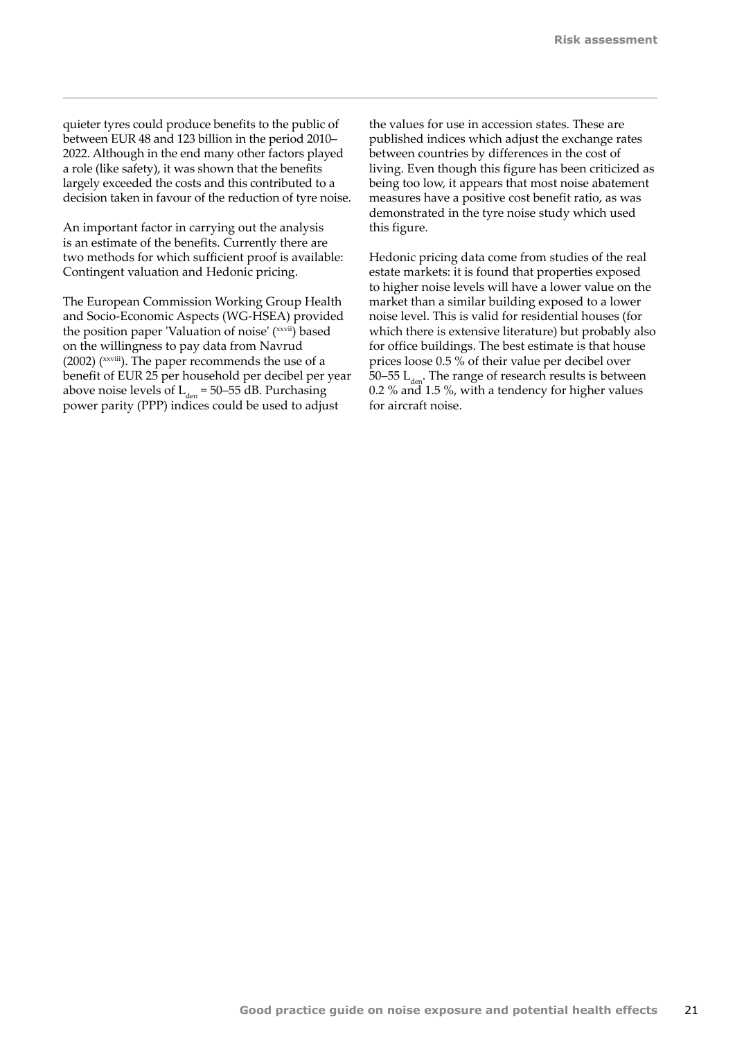quieter tyres could produce benefits to the public of between EUR 48 and 123 billion in the period 2010–2022. Although in the end many other factors played a role (like safety), it was shown that the benefits largely exceeded the costs and this contributed to a decision taken in favour of the reduction of tyre noise.

An important factor in carrying out the analysis is an estimate of the benefits. Currently there are two methods for which sufficient proof is available: Contingent valuation and Hedonic pricing.

The European Commission Working Group Health and Socio-Economic Aspects (WG-HSEA) provided the position paper 'Valuation of noise' ([xxvii]) based on the willingness to pay data from Navrud (2002) ([xxviii]). The paper recommends the use of a benefit of EUR 25 per household per decibel per year above noise levels of $L_{den}$ = 50–55 dB. Purchasing power parity (PPP) indices could be used to adjust the values for use in accession states. These are published indices which adjust the exchange rates between countries by differences in the cost of living. Even though this figure has been criticized as being too low, it appears that most noise abatement measures have a positive cost benefit ratio, as was demonstrated in the tyre noise study which used this figure.

Hedonic pricing data come from studies of the real estate markets: it is found that properties exposed to higher noise levels will have a lower value on the market than a similar building exposed to a lower noise level. This is valid for residential houses (for which there is extensive literature) but probably also for office buildings. The best estimate is that house prices loose 0.5 % of their value per decibel over 50–55 $L_{den}$. The range of research results is between 0.2 % and 1.5 %, with a tendency for higher values for aircraft noise.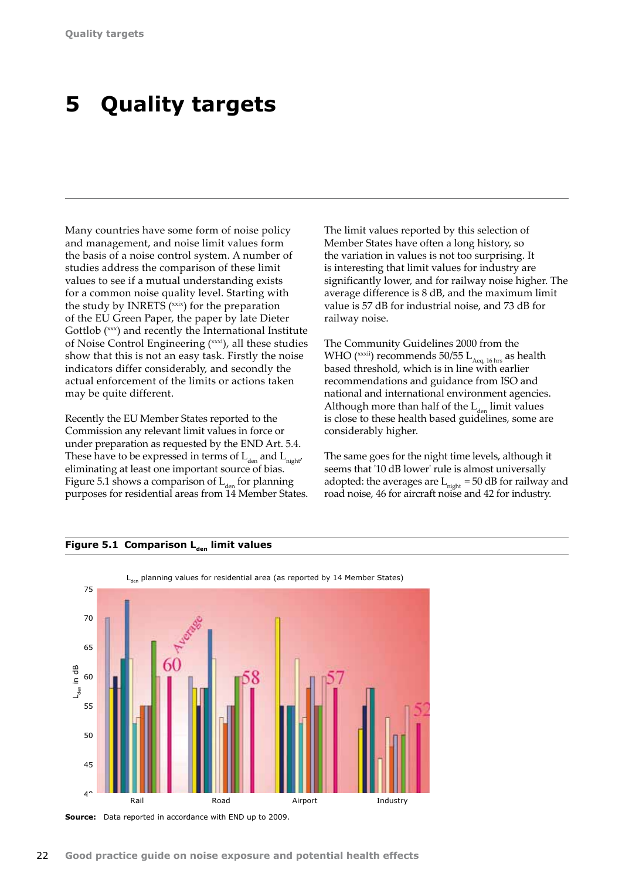# 5 Quality targets

Many countries have some form of noise policy and management, and noise limit values form the basis of a noise control system. A number of studies address the comparison of these limit values to see if a mutual understanding exists for a common noise quality level. Starting with the study by INRETS ([xxix]) for the preparation of the EU Green Paper, the paper by late Dieter Gottlob ([xxx]) and recently the International Institute of Noise Control Engineering ([xxxi]), all these studies show that this is not an easy task. Firstly the noise indicators differ considerably, and secondly the actual enforcement of the limits or actions taken may be quite different.

Recently the EU Member States reported to the Commission any relevant limit values in force or under preparation as requested by the END Art. 5.4. These have to be expressed in terms of $L_{den}$ and $L_{night}$, eliminating at least one important source of bias. Figure 5.1 shows a comparison of $L_{den}$ for planning purposes for residential areas from 14 Member States.

The limit values reported by this selection of Member States have often a long history, so the variation in values is not too surprising. It is interesting that limit values for industry are significantly lower, and for railway noise higher. The average difference is 8 dB, and the maximum limit value is 57 dB for industrial noise, and 73 dB for railway noise.

The Community Guidelines 2000 from the WHO ([xxxii]) recommends 50/55 $L_{Aeq,\,16\,hrs}$ as health based threshold, which is in line with earlier recommendations and guidance from ISO and national and international environment agencies. Although more than half of the $L_{den}$ limit values is close to these health based guidelines, some are considerably higher.

The same goes for the night time levels, although it seems that '10 dB lower' rule is almost universally adopted: the averages are $L_{night}$ = 50 dB for railway and road noise, 46 for aircraft noise and 42 for industry.

**Figure 5.1 Comparison $L_{den}$ limit values**

$L_{den}$ planning values for residential area (as reported by 14 Member States)

**Source:** Data reported in accordance with END up to 2009.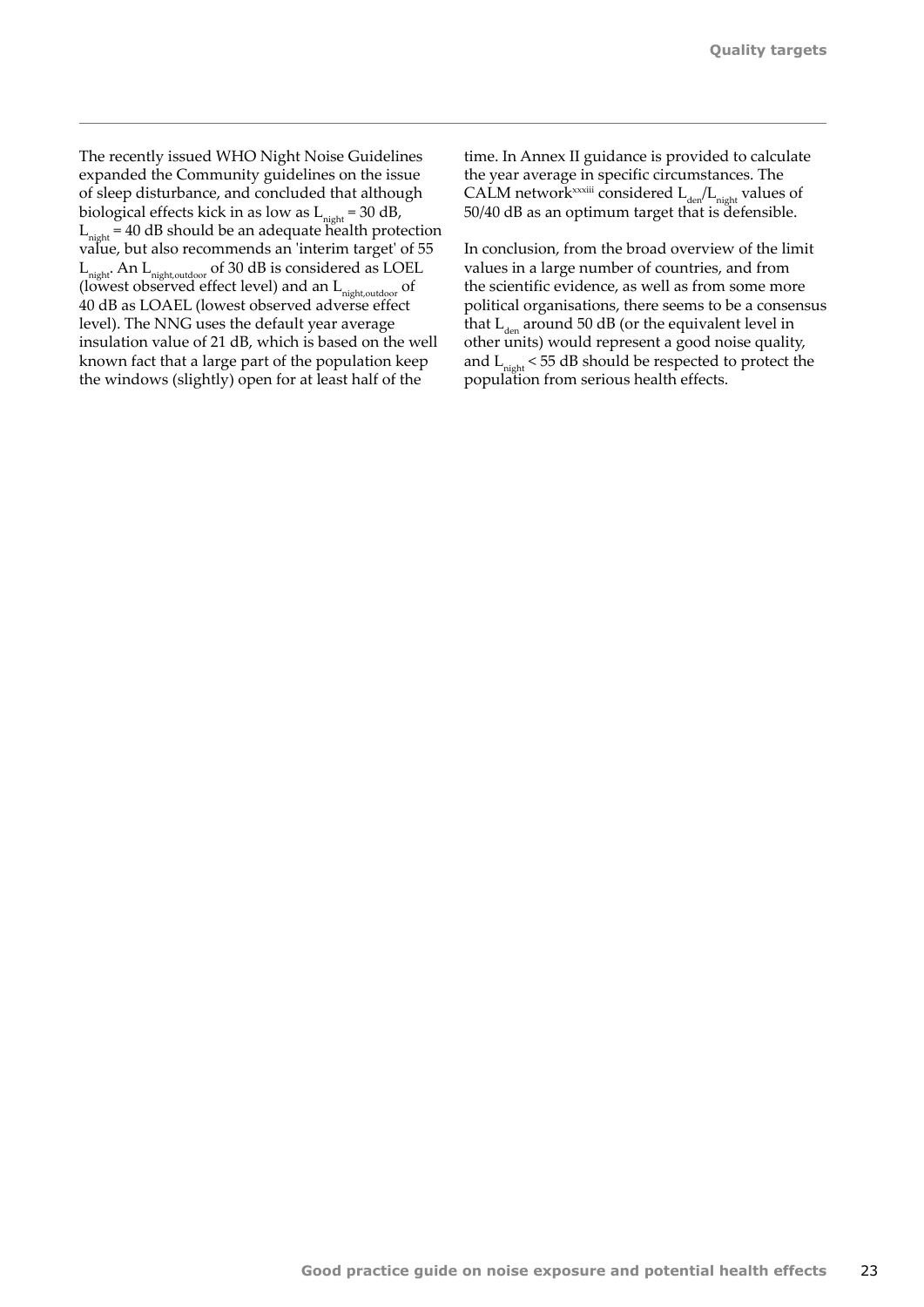The recently issued WHO Night Noise Guidelines expanded the Community guidelines on the issue of sleep disturbance, and concluded that although biological effects kick in as low as $L_{night}$ = 30 dB, $L_{night}$ = 40 dB should be an adequate health protection value, but also recommends an 'interim target' of 55 $L_{night}$. An $L_{night,outdoor}$ of 30 dB is considered as LOEL (lowest observed effect level) and an $L_{night,outdoor}$ of 40 dB as LOAEL (lowest observed adverse effect level). The NNG uses the default year average insulation value of 21 dB, which is based on the well known fact that a large part of the population keep the windows (slightly) open for at least half of the time. In Annex II guidance is provided to calculate the year average in specific circumstances. The CALM network[xxxiii] considered $L_{den}/L_{night}$ values of 50/40 dB as an optimum target that is defensible.

In conclusion, from the broad overview of the limit values in a large number of countries, and from the scientific evidence, as well as from some more political organisations, there seems to be a consensus that $L_{den}$ around 50 dB (or the equivalent level in other units) would represent a good noise quality, and $L_{night}$ < 55 dB should be respected to protect the population from serious health effects.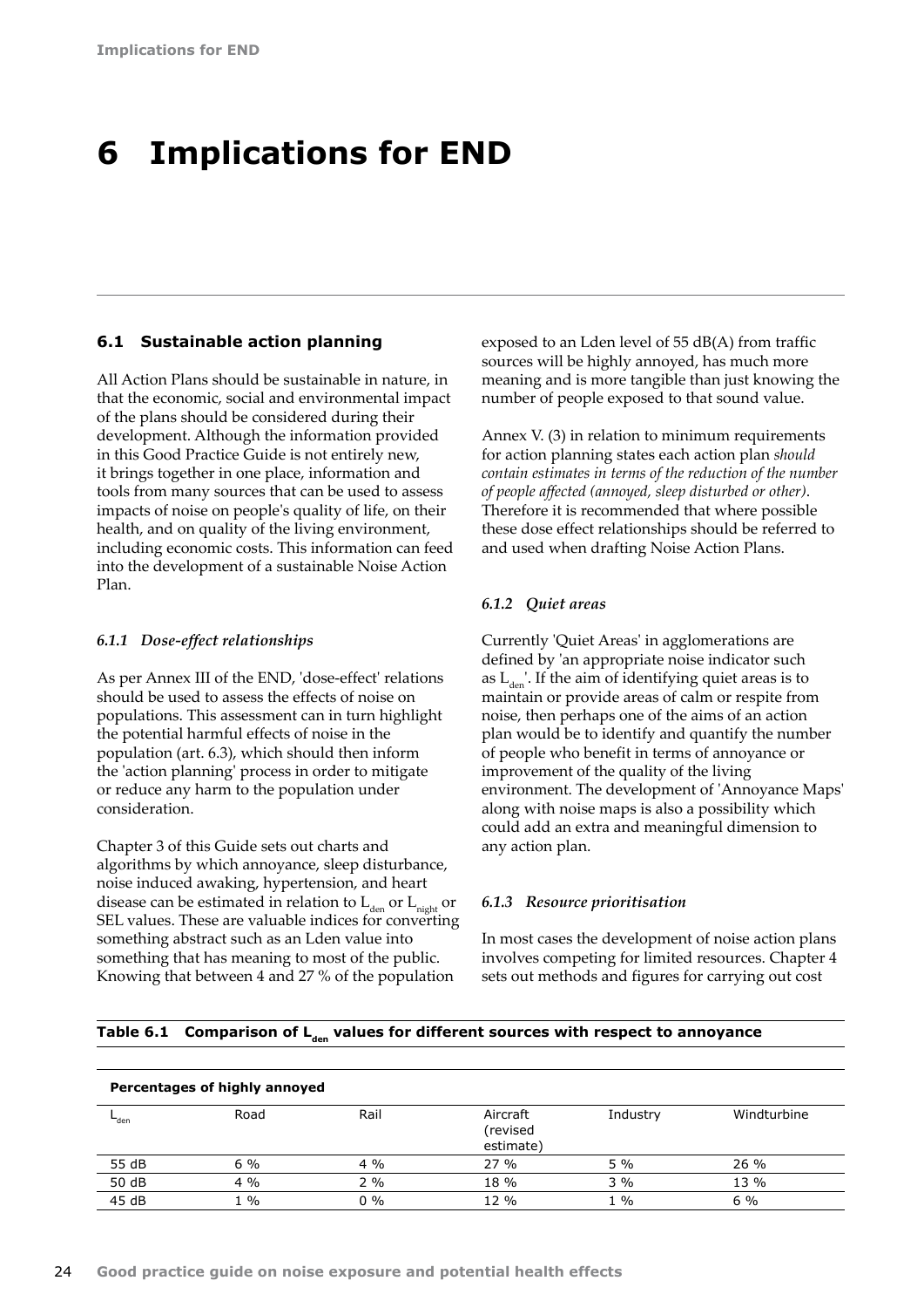# 6 Implications for END

## 6.1 Sustainable action planning

All Action Plans should be sustainable in nature, in that the economic, social and environmental impact of the plans should be considered during their development. Although the information provided in this Good Practice Guide is not entirely new, it brings together in one place, information and tools from many sources that can be used to assess impacts of noise on people's quality of life, on their health, and on quality of the living environment, including economic costs. This information can feed into the development of a sustainable Noise Action Plan.

### *6.1.1 Dose-effect relationships*

As per Annex III of the END, 'dose-effect' relations should be used to assess the effects of noise on populations. This assessment can in turn highlight the potential harmful effects of noise in the population (art. 6.3), which should then inform the 'action planning' process in order to mitigate or reduce any harm to the population under consideration.

Chapter 3 of this Guide sets out charts and algorithms by which annoyance, sleep disturbance, noise induced awaking, hypertension, and heart disease can be estimated in relation to $L_{den}$ or $L_{night}$ or SEL values. These are valuable indices for converting something abstract such as an Lden value into something that has meaning to most of the public. Knowing that between 4 and 27 % of the population exposed to an Lden level of 55 dB(A) from traffic sources will be highly annoyed, has much more meaning and is more tangible than just knowing the number of people exposed to that sound value.

Annex V. (3) in relation to minimum requirements for action planning states each action plan *should contain estimates in terms of the reduction of the number of people affected (annoyed, sleep disturbed or other)*. Therefore it is recommended that where possible these dose effect relationships should be referred to and used when drafting Noise Action Plans.

### *6.1.2 Quiet areas*

Currently 'Quiet Areas' in agglomerations are defined by 'an appropriate noise indicator such as $L_{den}$'. If the aim of identifying quiet areas is to maintain or provide areas of calm or respite from noise, then perhaps one of the aims of an action plan would be to identify and quantify the number of people who benefit in terms of annoyance or improvement of the quality of the living environment. The development of 'Annoyance Maps' along with noise maps is also a possibility which could add an extra and meaningful dimension to any action plan.

### *6.1.3 Resource prioritisation*

In most cases the development of noise action plans involves competing for limited resources. Chapter 4 sets out methods and figures for carrying out cost

**Table 6.1 Comparison of $L_{den}$ values for different sources with respect to annoyance**

| Percentages of highly annoyed | | | | | |
|---|---|---|---|---|---|
| $L_{den}$ | Road | Rail | Aircraft (revised estimate) | Industry | Windturbine |
| 55 dB | 6 % | 4 % | 27 % | 5 % | 26 % |
| 50 dB | 4 % | 2 % | 18 % | 3 % | 13 % |
| 45 dB | 1 % | 0 % | 12 % | 1 % | 6 % |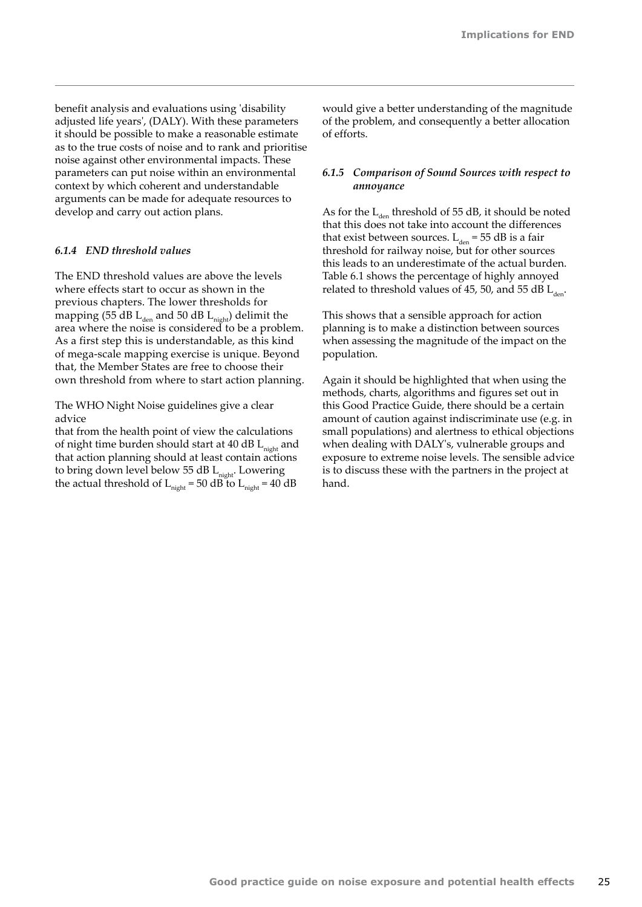benefit analysis and evaluations using 'disability adjusted life years', (DALY). With these parameters it should be possible to make a reasonable estimate as to the true costs of noise and to rank and prioritise noise against other environmental impacts. These parameters can put noise within an environmental context by which coherent and understandable arguments can be made for adequate resources to develop and carry out action plans.

### *6.1.4 END threshold values*

The END threshold values are above the levels where effects start to occur as shown in the previous chapters. The lower thresholds for mapping (55 dB $L_{den}$ and 50 dB $L_{night}$) delimit the area where the noise is considered to be a problem. As a first step this is understandable, as this kind of mega-scale mapping exercise is unique. Beyond that, the Member States are free to choose their own threshold from where to start action planning.

The WHO Night Noise guidelines give a clear advice
that from the health point of view the calculations of night time burden should start at 40 dB $L_{night}$ and that action planning should at least contain actions to bring down level below 55 dB $L_{night}$. Lowering the actual threshold of $L_{night}$ = 50 dB to $L_{night}$ = 40 dB would give a better understanding of the magnitude of the problem, and consequently a better allocation of efforts.

### *6.1.5 Comparison of Sound Sources with respect to annoyance*

As for the $L_{den}$ threshold of 55 dB, it should be noted that this does not take into account the differences that exist between sources. $L_{den}$ = 55 dB is a fair threshold for railway noise, but for other sources this leads to an underestimate of the actual burden. Table 6.1 shows the percentage of highly annoyed related to threshold values of 45, 50, and 55 dB $L_{den}$.

This shows that a sensible approach for action planning is to make a distinction between sources when assessing the magnitude of the impact on the population.

Again it should be highlighted that when using the methods, charts, algorithms and figures set out in this Good Practice Guide, there should be a certain amount of caution against indiscriminate use (e.g. in small populations) and alertness to ethical objections when dealing with DALY's, vulnerable groups and exposure to extreme noise levels. The sensible advice is to discuss these with the partners in the project at hand.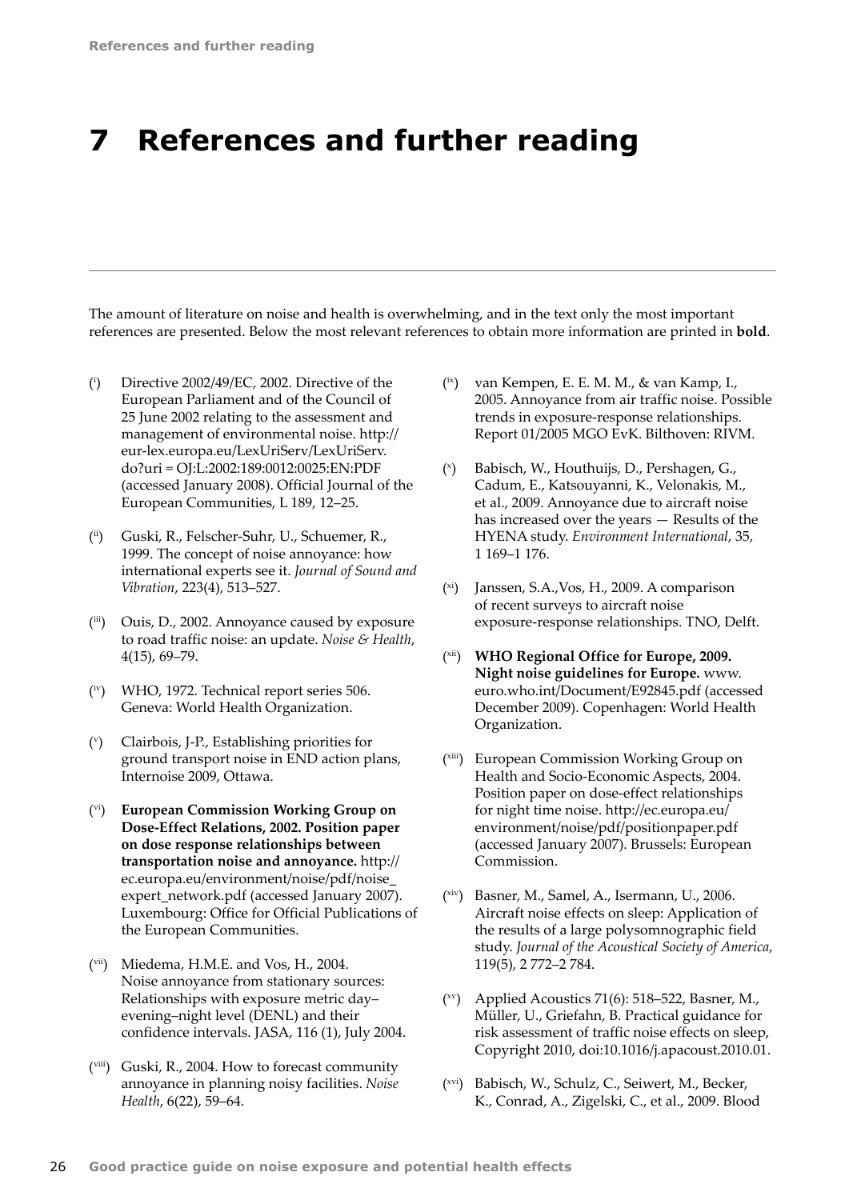# 7 References and further reading

The amount of literature on noise and health is overwhelming, and in the text only the most important references are presented. Below the most relevant references to obtain more information are printed in **bold**.

- (i) Directive 2002/49/EC, 2002. Directive of the European Parliament and of the Council of 25 June 2002 relating to the assessment and management of environmental noise. http://eur-lex.europa.eu/LexUriServ/LexUriServ.do?uri = OJ:L:2002:189:0012:0025:EN:PDF (accessed January 2008). Official Journal of the European Communities, L 189, 12–25.

- (ii) Guski, R., Felscher-Suhr, U., Schuemer, R., 1999. The concept of noise annoyance: how international experts see it. *Journal of Sound and Vibration*, 223(4), 513–527.

- (iii) Ouis, D., 2002. Annoyance caused by exposure to road traffic noise: an update. *Noise & Health*, 4(15), 69–79.

- (iv) WHO, 1972. Technical report series 506. Geneva: World Health Organization.

- (v) Clairbois, J-P., Establishing priorities for ground transport noise in END action plans, Internoise 2009, Ottawa.

- (vi) **European Commission Working Group on Dose-Effect Relations, 2002. Position paper on dose response relationships between transportation noise and annoyance.** http://ec.europa.eu/environment/noise/pdf/noise_expert_network.pdf (accessed January 2007). Luxembourg: Office for Official Publications of the European Communities.

- (vii) Miedema, H.M.E. and Vos, H., 2004. Noise annoyance from stationary sources: Relationships with exposure metric day–evening–night level (DENL) and their confidence intervals. JASA, 116 (1), July 2004.

- (viii) Guski, R., 2004. How to forecast community annoyance in planning noisy facilities. *Noise Health*, 6(22), 59–64.

- (ix) van Kempen, E. E. M. M., & van Kamp, I., 2005. Annoyance from air traffic noise. Possible trends in exposure-response relationships. Report 01/2005 MGO EvK. Bilthoven: RIVM.

- (x) Babisch, W., Houthuijs, D., Pershagen, G., Cadum, E., Katsouyanni, K., Velonakis, M., et al., 2009. Annoyance due to aircraft noise has increased over the years — Results of the HYENA study. *Environment International*, 35, 1 169–1 176.

- (xi) Janssen, S.A.,Vos, H., 2009. A comparison of recent surveys to aircraft noise exposure-response relationships. TNO, Delft.

- (xii) **WHO Regional Office for Europe, 2009. Night noise guidelines for Europe.** www.euro.who.int/Document/E92845.pdf (accessed December 2009). Copenhagen: World Health Organization.

- (xiii) European Commission Working Group on Health and Socio-Economic Aspects, 2004. Position paper on dose-effect relationships for night time noise. http://ec.europa.eu/environment/noise/pdf/positionpaper.pdf (accessed January 2007). Brussels: European Commission.

- (xiv) Basner, M., Samel, A., Isermann, U., 2006. Aircraft noise effects on sleep: Application of the results of a large polysomnographic field study. *Journal of the Acoustical Society of America*, 119(5), 2 772–2 784.

- (xv) Applied Acoustics 71(6): 518–522, Basner, M., Müller, U., Griefahn, B. Practical guidance for risk assessment of traffic noise effects on sleep, Copyright 2010, doi:10.1016/j.apacoust.2010.01.

- (xvi) Babisch, W., Schulz, C., Seiwert, M., Becker, K., Conrad, A., Zigelski, C., et al., 2009. Blood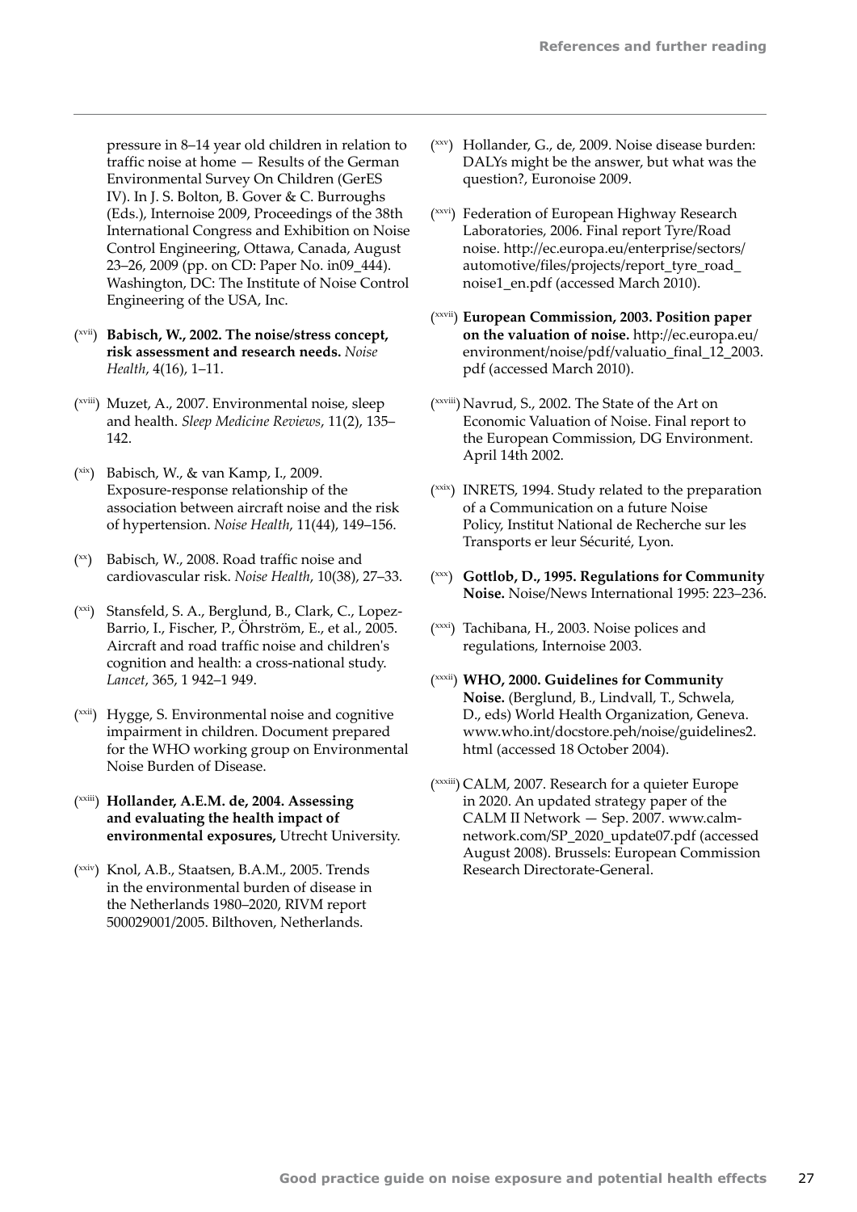pressure in 8–14 year old children in relation to traffic noise at home — Results of the German Environmental Survey On Children (GerES IV). In J. S. Bolton, B. Gover & C. Burroughs (Eds.), Internoise 2009, Proceedings of the 38th International Congress and Exhibition on Noise Control Engineering, Ottawa, Canada, August 23–26, 2009 (pp. on CD: Paper No. in09_444). Washington, DC: The Institute of Noise Control Engineering of the USA, Inc.

(xvii) **Babisch, W., 2002. The noise/stress concept, risk assessment and research needs.** *Noise Health*, 4(16), 1–11.

(xviii) Muzet, A., 2007. Environmental noise, sleep and health. *Sleep Medicine Reviews*, 11(2), 135–142.

(xix) Babisch, W., & van Kamp, I., 2009. Exposure-response relationship of the association between aircraft noise and the risk of hypertension. *Noise Health*, 11(44), 149–156.

(xx) Babisch, W., 2008. Road traffic noise and cardiovascular risk. *Noise Health*, 10(38), 27–33.

(xxi) Stansfeld, S. A., Berglund, B., Clark, C., Lopez-Barrio, I., Fischer, P., Öhrström, E., et al., 2005. Aircraft and road traffic noise and children's cognition and health: a cross-national study. *Lancet*, 365, 1 942–1 949.

(xxii) Hygge, S. Environmental noise and cognitive impairment in children. Document prepared for the WHO working group on Environmental Noise Burden of Disease.

(xxiii) **Hollander, A.E.M. de, 2004. Assessing and evaluating the health impact of environmental exposures,** Utrecht University.

(xxiv) Knol, A.B., Staatsen, B.A.M., 2005. Trends in the environmental burden of disease in the Netherlands 1980–2020, RIVM report 500029001/2005. Bilthoven, Netherlands.

(xxv) Hollander, G., de, 2009. Noise disease burden: DALYs might be the answer, but what was the question?, Euronoise 2009.

(xxvi) Federation of European Highway Research Laboratories, 2006. Final report Tyre/Road noise. http://ec.europa.eu/enterprise/sectors/automotive/files/projects/report_tyre_road_noise1_en.pdf (accessed March 2010).

(xxvii) **European Commission, 2003. Position paper on the valuation of noise.** http://ec.europa.eu/environment/noise/pdf/valuatio_final_12_2003.pdf (accessed March 2010).

(xxviii) Navrud, S., 2002. The State of the Art on Economic Valuation of Noise. Final report to the European Commission, DG Environment. April 14th 2002.

(xxix) INRETS, 1994. Study related to the preparation of a Communication on a future Noise Policy, Institut National de Recherche sur les Transports er leur Sécurité, Lyon.

(xxx) **Gottlob, D., 1995. Regulations for Community Noise.** Noise/News International 1995: 223–236.

(xxxi) Tachibana, H., 2003. Noise polices and regulations, Internoise 2003.

(xxxii) **WHO, 2000. Guidelines for Community Noise.** (Berglund, B., Lindvall, T., Schwela, D., eds) World Health Organization, Geneva. www.who.int/docstore.peh/noise/guidelines2.html (accessed 18 October 2004).

(xxxiii) CALM, 2007. Research for a quieter Europe in 2020. An updated strategy paper of the CALM II Network — Sep. 2007. www.calm-network.com/SP_2020_update07.pdf (accessed August 2008). Brussels: European Commission Research Directorate-General.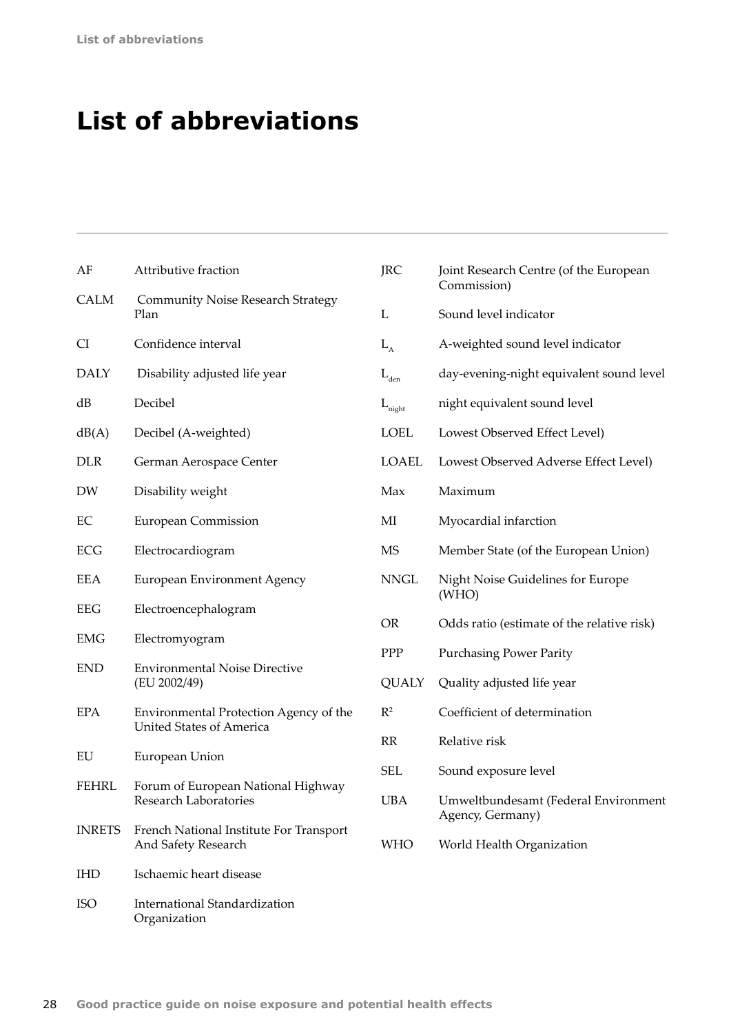# List of abbreviations

| | |
|---|---|
| AF | Attributive fraction |
| CALM | Community Noise Research Strategy Plan |
| CI | Confidence interval |
| DALY | Disability adjusted life year |
| dB | Decibel |
| dB(A) | Decibel (A-weighted) |
| DLR | German Aerospace Center |
| DW | Disability weight |
| EC | European Commission |
| ECG | Electrocardiogram |
| EEA | European Environment Agency |
| EEG | Electroencephalogram |
| EMG | Electromyogram |
| END | Environmental Noise Directive (EU 2002/49) |
| EPA | Environmental Protection Agency of the United States of America |
| EU | European Union |
| FEHRL | Forum of European National Highway Research Laboratories |
| INRETS | French National Institute For Transport And Safety Research |
| IHD | Ischaemic heart disease |
| ISO | International Standardization Organization |
| JRC | Joint Research Centre (of the European Commission) |
| L | Sound level indicator |
| $L_A$ | A-weighted sound level indicator |
| $L_{den}$ | day-evening-night equivalent sound level |
| $L_{night}$ | night equivalent sound level |
| LOEL | Lowest Observed Effect Level) |
| LOAEL | Lowest Observed Adverse Effect Level) |
| Max | Maximum |
| MI | Myocardial infarction |
| MS | Member State (of the European Union) |
| NNGL | Night Noise Guidelines for Europe (WHO) |
| OR | Odds ratio (estimate of the relative risk) |
| PPP | Purchasing Power Parity |
| QUALY | Quality adjusted life year |
| $R^2$ | Coefficient of determination |
| RR | Relative risk |
| SEL | Sound exposure level |
| UBA | Umweltbundesamt (Federal Environment Agency, Germany) |
| WHO | World Health Organization |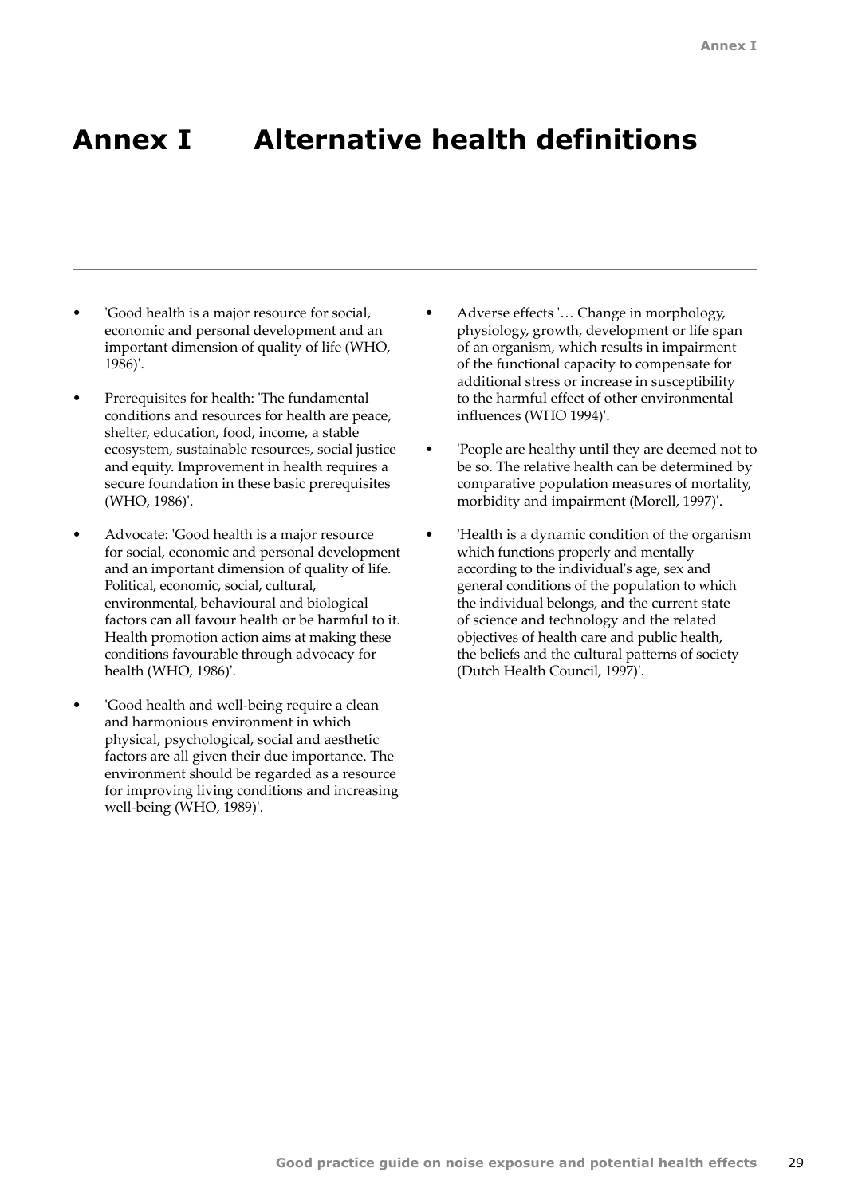# Annex I Alternative health definitions

- 'Good health is a major resource for social, economic and personal development and an important dimension of quality of life (WHO, 1986)'.
- Prerequisites for health: 'The fundamental conditions and resources for health are peace, shelter, education, food, income, a stable ecosystem, sustainable resources, social justice and equity. Improvement in health requires a secure foundation in these basic prerequisites (WHO, 1986)'.
- Advocate: 'Good health is a major resource for social, economic and personal development and an important dimension of quality of life. Political, economic, social, cultural, environmental, behavioural and biological factors can all favour health or be harmful to it. Health promotion action aims at making these conditions favourable through advocacy for health (WHO, 1986)'.
- 'Good health and well-being require a clean and harmonious environment in which physical, psychological, social and aesthetic factors are all given their due importance. The environment should be regarded as a resource for improving living conditions and increasing well-being (WHO, 1989)'.
- Adverse effects '… Change in morphology, physiology, growth, development or life span of an organism, which results in impairment of the functional capacity to compensate for additional stress or increase in susceptibility to the harmful effect of other environmental influences (WHO 1994)'.
- 'People are healthy until they are deemed not to be so. The relative health can be determined by comparative population measures of mortality, morbidity and impairment (Morell, 1997)'.
- 'Health is a dynamic condition of the organism which functions properly and mentally according to the individual's age, sex and general conditions of the population to which the individual belongs, and the current state of science and technology and the related objectives of health care and public health, the beliefs and the cultural patterns of society (Dutch Health Council, 1997)'.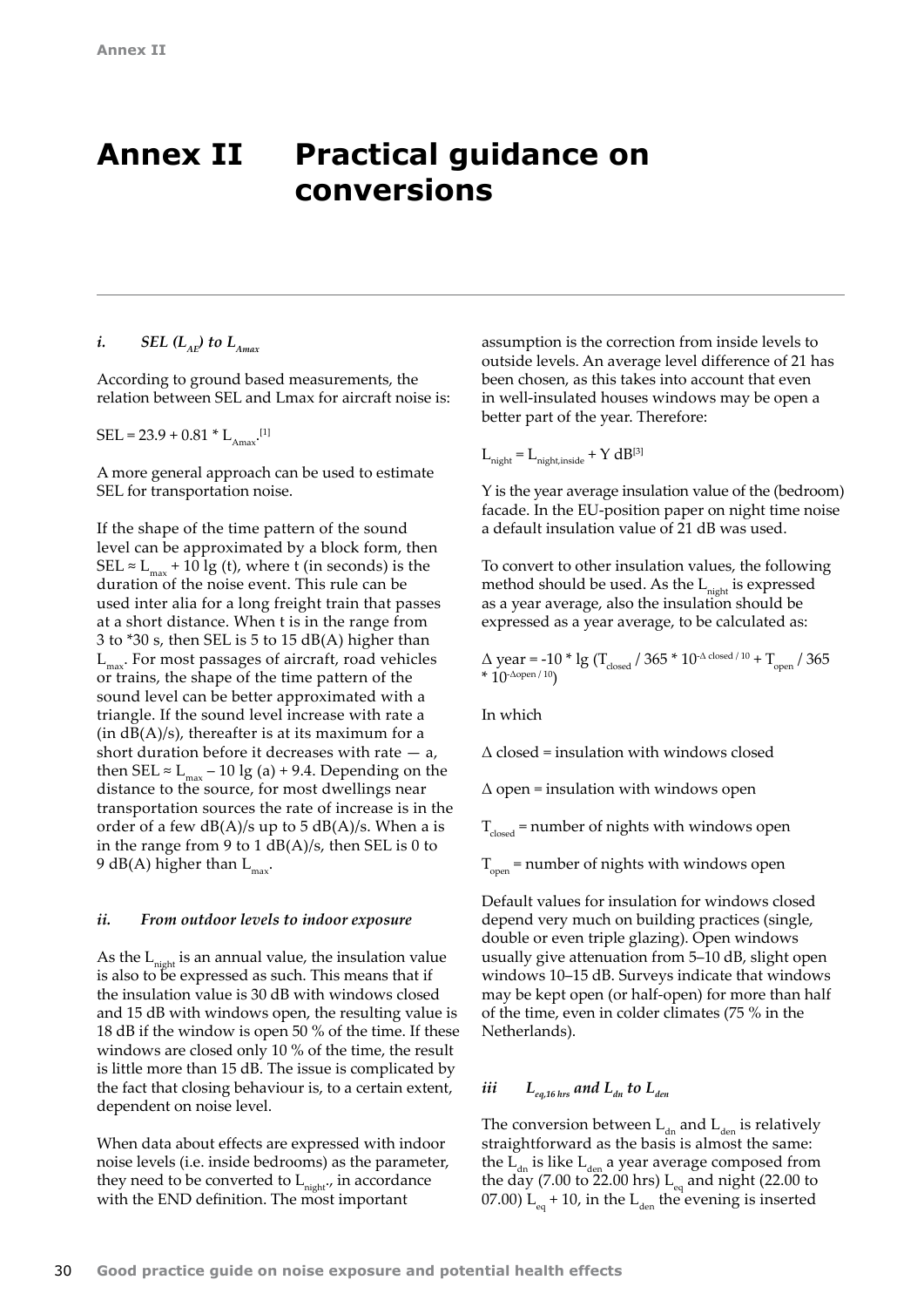# Annex II Practical guidance on conversions

### *i. SEL ($L_{AE}$) to $L_{Amax}$*

According to ground based measurements, the relation between SEL and Lmax for aircraft noise is:

$SEL = 23.9 + 0.81 * L_{Amax}$.[1]

A more general approach can be used to estimate SEL for transportation noise.

If the shape of the time pattern of the sound level can be approximated by a block form, then $SEL \approx L_{max} + 10 \lg (t)$, where t (in seconds) is the duration of the noise event. This rule can be used inter alia for a long freight train that passes at a short distance. When t is in the range from 3 to *30 s, then SEL is 5 to 15 dB(A) higher than $L_{max}$. For most passages of aircraft, road vehicles or trains, the shape of the time pattern of the sound level can be better approximated with a triangle. If the sound level increase with rate a (in dB(A)/s), thereafter is at its maximum for a short duration before it decreases with rate — a, then $SEL \approx L_{max} - 10 \lg (a) + 9.4$. Depending on the distance to the source, for most dwellings near transportation sources the rate of increase is in the order of a few dB(A)/s up to 5 dB(A)/s. When a is in the range from 9 to 1 dB(A)/s, then SEL is 0 to 9 dB(A) higher than $L_{max}$.

### *ii. From outdoor levels to indoor exposure*

As the $L_{night}$ is an annual value, the insulation value is also to be expressed as such. This means that if the insulation value is 30 dB with windows closed and 15 dB with windows open, the resulting value is 18 dB if the window is open 50 % of the time. If these windows are closed only 10 % of the time, the result is little more than 15 dB. The issue is complicated by the fact that closing behaviour is, to a certain extent, dependent on noise level.

When data about effects are expressed with indoor noise levels (i.e. inside bedrooms) as the parameter, they need to be converted to $L_{night}$, in accordance with the END definition. The most important assumption is the correction from inside levels to outside levels. An average level difference of 21 has been chosen, as this takes into account that even in well-insulated houses windows may be open a better part of the year. Therefore:

$L_{night} = L_{night,inside} + Y$ dB[3]

Y is the year average insulation value of the (bedroom) facade. In the EU-position paper on night time noise a default insulation value of 21 dB was used.

To convert to other insulation values, the following method should be used. As the $L_{night}$ is expressed as a year average, also the insulation should be expressed as a year average, to be calculated as:

$\Delta \text{ year} = -10 * \lg (T_{closed} / 365 * 10^{-\Delta \text{ closed} / 10} + T_{open} / 365 * 10^{-\Delta \text{open} / 10})$

In which

Δ closed = insulation with windows closed

Δ open = insulation with windows open

$T_{closed}$ = number of nights with windows open

$T_{open}$ = number of nights with windows open

Default values for insulation for windows closed depend very much on building practices (single, double or even triple glazing). Open windows usually give attenuation from 5–10 dB, slight open windows 10–15 dB. Surveys indicate that windows may be kept open (or half-open) for more than half of the time, even in colder climates (75 % in the Netherlands).

### *iii $L_{eq,16\,hrs}$ and $L_{dn}$ to $L_{den}$*

The conversion between $L_{dn}$ and $L_{den}$ is relatively straightforward as the basis is almost the same: the $L_{dn}$ is like $L_{den}$ a year average composed from the day (7.00 to 22.00 hrs) $L_{eq}$ and night (22.00 to 07.00) $L_{eq}$ + 10, in the $L_{den}$ the evening is inserted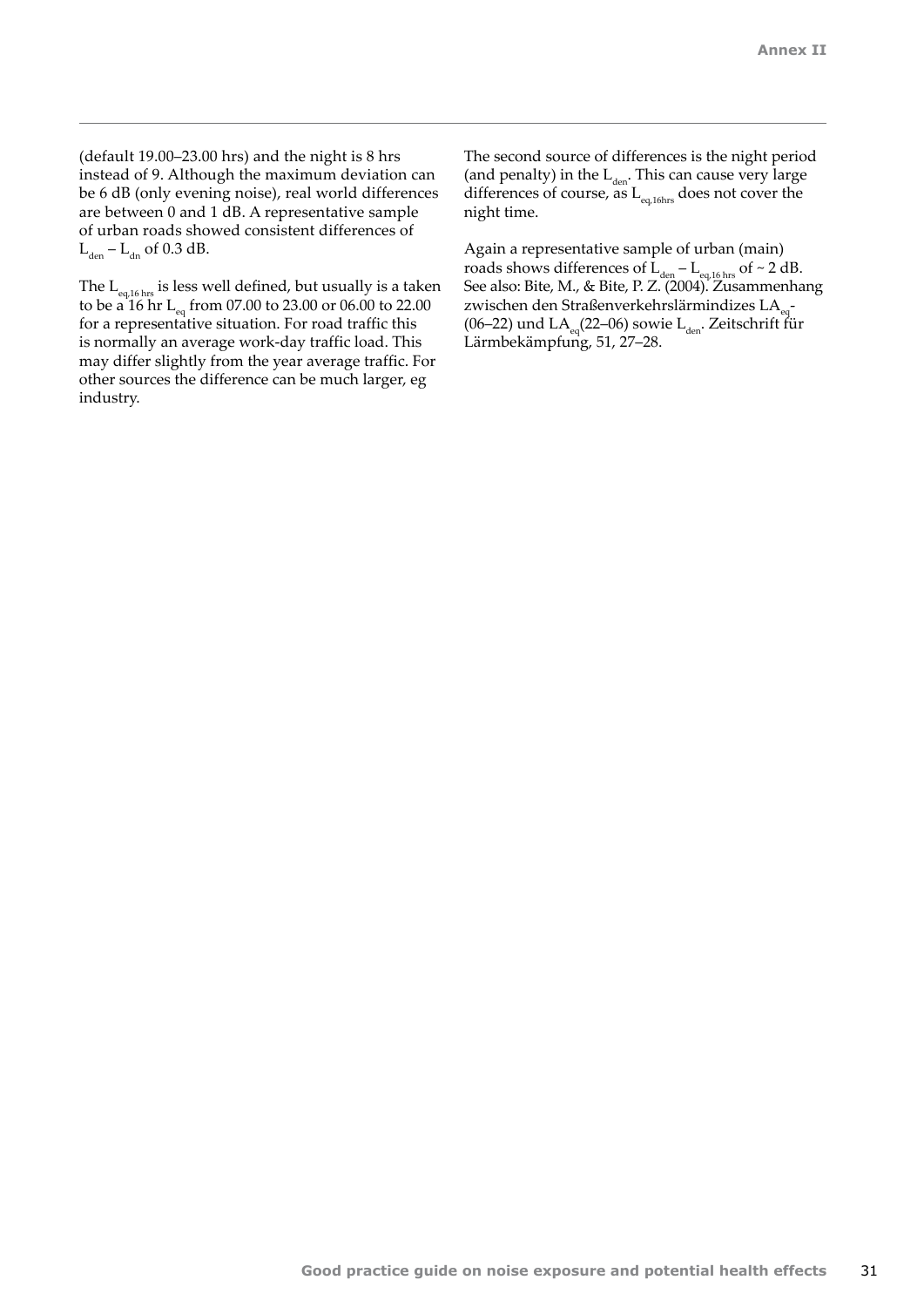(default 19.00–23.00 hrs) and the night is 8 hrs instead of 9. Although the maximum deviation can be 6 dB (only evening noise), real world differences are between 0 and 1 dB. A representative sample of urban roads showed consistent differences of $L_{den} – L_{dn}$ of 0.3 dB.

The $L_{eq,16\ hrs}$ is less well defined, but usually is a taken to be a 16 hr $L_{eq}$ from 07.00 to 23.00 or 06.00 to 22.00 for a representative situation. For road traffic this is normally an average work-day traffic load. This may differ slightly from the year average traffic. For other sources the difference can be much larger, eg industry.

The second source of differences is the night period (and penalty) in the $L_{den}$. This can cause very large differences of course, as $L_{eq,16hrs}$ does not cover the night time.

Again a representative sample of urban (main) roads shows differences of $L_{den} – L_{eq,16\ hrs}$ of ~ 2 dB. See also: Bite, M., & Bite, P. Z. (2004). Zusammenhang zwischen den Straßenverkehrslärmindizes $LA_{eq}$-(06–22) und $LA_{eq}$(22–06) sowie $L_{den}$. Zeitschrift für Lärmbekämpfung, 51, 27–28.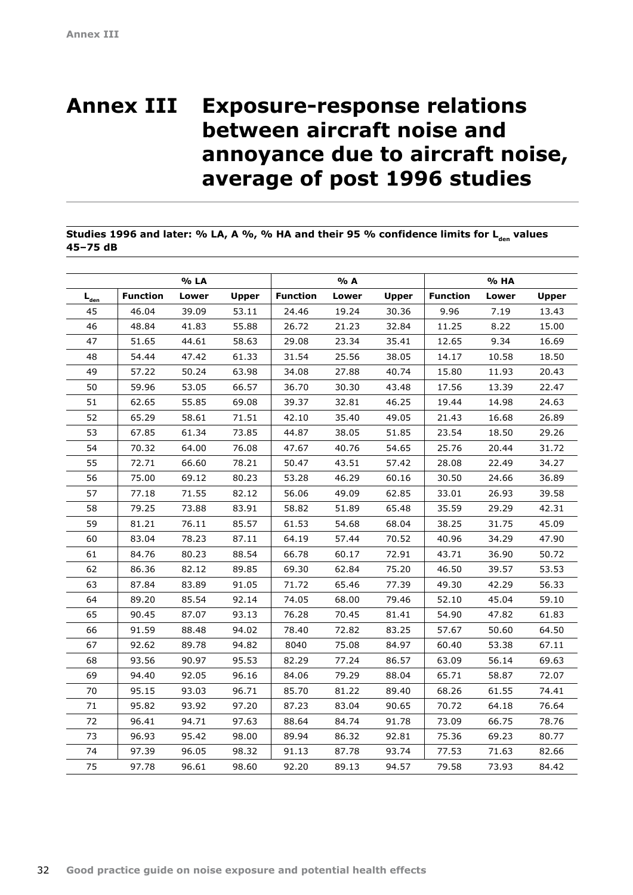# Annex III Exposure-response relations between aircraft noise and annoyance due to aircraft noise, average of post 1996 studies

**Studies 1996 and later: % LA, A %, % HA and their 95 % confidence limits for $L_{den}$ values 45–75 dB**

| | % LA | | | % A | | | % HA | | |
|---|---|---|---|---|---|---|---|---|---|
| $L_{den}$ | Function | Lower | Upper | Function | Lower | Upper | Function | Lower | Upper |
| 45 | 46.04 | 39.09 | 53.11 | 24.46 | 19.24 | 30.36 | 9.96 | 7.19 | 13.43 |
| 46 | 48.84 | 41.83 | 55.88 | 26.72 | 21.23 | 32.84 | 11.25 | 8.22 | 15.00 |
| 47 | 51.65 | 44.61 | 58.63 | 29.08 | 23.34 | 35.41 | 12.65 | 9.34 | 16.69 |
| 48 | 54.44 | 47.42 | 61.33 | 31.54 | 25.56 | 38.05 | 14.17 | 10.58 | 18.50 |
| 49 | 57.22 | 50.24 | 63.98 | 34.08 | 27.88 | 40.74 | 15.80 | 11.93 | 20.43 |
| 50 | 59.96 | 53.05 | 66.57 | 36.70 | 30.30 | 43.48 | 17.56 | 13.39 | 22.47 |
| 51 | 62.65 | 55.85 | 69.08 | 39.37 | 32.81 | 46.25 | 19.44 | 14.98 | 24.63 |
| 52 | 65.29 | 58.61 | 71.51 | 42.10 | 35.40 | 49.05 | 21.43 | 16.68 | 26.89 |
| 53 | 67.85 | 61.34 | 73.85 | 44.87 | 38.05 | 51.85 | 23.54 | 18.50 | 29.26 |
| 54 | 70.32 | 64.00 | 76.08 | 47.67 | 40.76 | 54.65 | 25.76 | 20.44 | 31.72 |
| 55 | 72.71 | 66.60 | 78.21 | 50.47 | 43.51 | 57.42 | 28.08 | 22.49 | 34.27 |
| 56 | 75.00 | 69.12 | 80.23 | 53.28 | 46.29 | 60.16 | 30.50 | 24.66 | 36.89 |
| 57 | 77.18 | 71.55 | 82.12 | 56.06 | 49.09 | 62.85 | 33.01 | 26.93 | 39.58 |
| 58 | 79.25 | 73.88 | 83.91 | 58.82 | 51.89 | 65.48 | 35.59 | 29.29 | 42.31 |
| 59 | 81.21 | 76.11 | 85.57 | 61.53 | 54.68 | 68.04 | 38.25 | 31.75 | 45.09 |
| 60 | 83.04 | 78.23 | 87.11 | 64.19 | 57.44 | 70.52 | 40.96 | 34.29 | 47.90 |
| 61 | 84.76 | 80.23 | 88.54 | 66.78 | 60.17 | 72.91 | 43.71 | 36.90 | 50.72 |
| 62 | 86.36 | 82.12 | 89.85 | 69.30 | 62.84 | 75.20 | 46.50 | 39.57 | 53.53 |
| 63 | 87.84 | 83.89 | 91.05 | 71.72 | 65.46 | 77.39 | 49.30 | 42.29 | 56.33 |
| 64 | 89.20 | 85.54 | 92.14 | 74.05 | 68.00 | 79.46 | 52.10 | 45.04 | 59.10 |
| 65 | 90.45 | 87.07 | 93.13 | 76.28 | 70.45 | 81.41 | 54.90 | 47.82 | 61.83 |
| 66 | 91.59 | 88.48 | 94.02 | 78.40 | 72.82 | 83.25 | 57.67 | 50.60 | 64.50 |
| 67 | 92.62 | 89.78 | 94.82 | 8040 | 75.08 | 84.97 | 60.40 | 53.38 | 67.11 |
| 68 | 93.56 | 90.97 | 95.53 | 82.29 | 77.24 | 86.57 | 63.09 | 56.14 | 69.63 |
| 69 | 94.40 | 92.05 | 96.16 | 84.06 | 79.29 | 88.04 | 65.71 | 58.87 | 72.07 |
| 70 | 95.15 | 93.03 | 96.71 | 85.70 | 81.22 | 89.40 | 68.26 | 61.55 | 74.41 |
| 71 | 95.82 | 93.92 | 97.20 | 87.23 | 83.04 | 90.65 | 70.72 | 64.18 | 76.64 |
| 72 | 96.41 | 94.71 | 97.63 | 88.64 | 84.74 | 91.78 | 73.09 | 66.75 | 78.76 |
| 73 | 96.93 | 95.42 | 98.00 | 89.94 | 86.32 | 92.81 | 75.36 | 69.23 | 80.77 |
| 74 | 97.39 | 96.05 | 98.32 | 91.13 | 87.78 | 93.74 | 77.53 | 71.63 | 82.66 |
| 75 | 97.78 | 96.61 | 98.60 | 92.20 | 89.13 | 94.57 | 79.58 | 73.93 | 84.42 |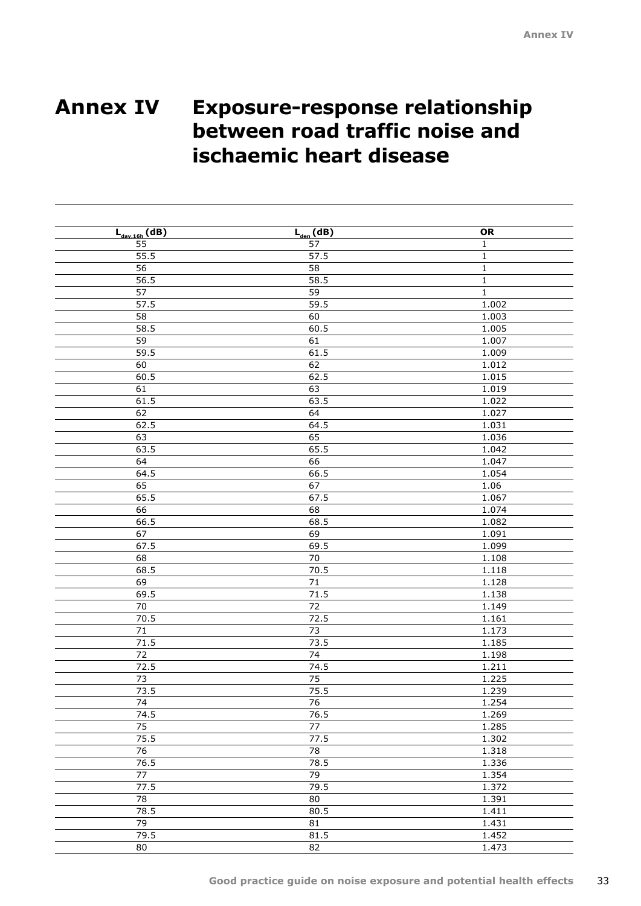# Annex IV Exposure-response relationship between road traffic noise and ischaemic heart disease

| $L_{day,16h}$ (dB) | $L_{den}$ (dB) | OR |
|---|---|---|
| 55 | 57 | 1 |
| 55.5 | 57.5 | 1 |
| 56 | 58 | 1 |
| 56.5 | 58.5 | 1 |
| 57 | 59 | 1 |
| 57.5 | 59.5 | 1.002 |
| 58 | 60 | 1.003 |
| 58.5 | 60.5 | 1.005 |
| 59 | 61 | 1.007 |
| 59.5 | 61.5 | 1.009 |
| 60 | 62 | 1.012 |
| 60.5 | 62.5 | 1.015 |
| 61 | 63 | 1.019 |
| 61.5 | 63.5 | 1.022 |
| 62 | 64 | 1.027 |
| 62.5 | 64.5 | 1.031 |
| 63 | 65 | 1.036 |
| 63.5 | 65.5 | 1.042 |
| 64 | 66 | 1.047 |
| 64.5 | 66.5 | 1.054 |
| 65 | 67 | 1.06 |
| 65.5 | 67.5 | 1.067 |
| 66 | 68 | 1.074 |
| 66.5 | 68.5 | 1.082 |
| 67 | 69 | 1.091 |
| 67.5 | 69.5 | 1.099 |
| 68 | 70 | 1.108 |
| 68.5 | 70.5 | 1.118 |
| 69 | 71 | 1.128 |
| 69.5 | 71.5 | 1.138 |
| 70 | 72 | 1.149 |
| 70.5 | 72.5 | 1.161 |
| 71 | 73 | 1.173 |
| 71.5 | 73.5 | 1.185 |
| 72 | 74 | 1.198 |
| 72.5 | 74.5 | 1.211 |
| 73 | 75 | 1.225 |
| 73.5 | 75.5 | 1.239 |
| 74 | 76 | 1.254 |
| 74.5 | 76.5 | 1.269 |
| 75 | 77 | 1.285 |
| 75.5 | 77.5 | 1.302 |
| 76 | 78 | 1.318 |
| 76.5 | 78.5 | 1.336 |
| 77 | 79 | 1.354 |
| 77.5 | 79.5 | 1.372 |
| 78 | 80 | 1.391 |
| 78.5 | 80.5 | 1.411 |
| 79 | 81 | 1.431 |
| 79.5 | 81.5 | 1.452 |
| 80 | 82 | 1.473 |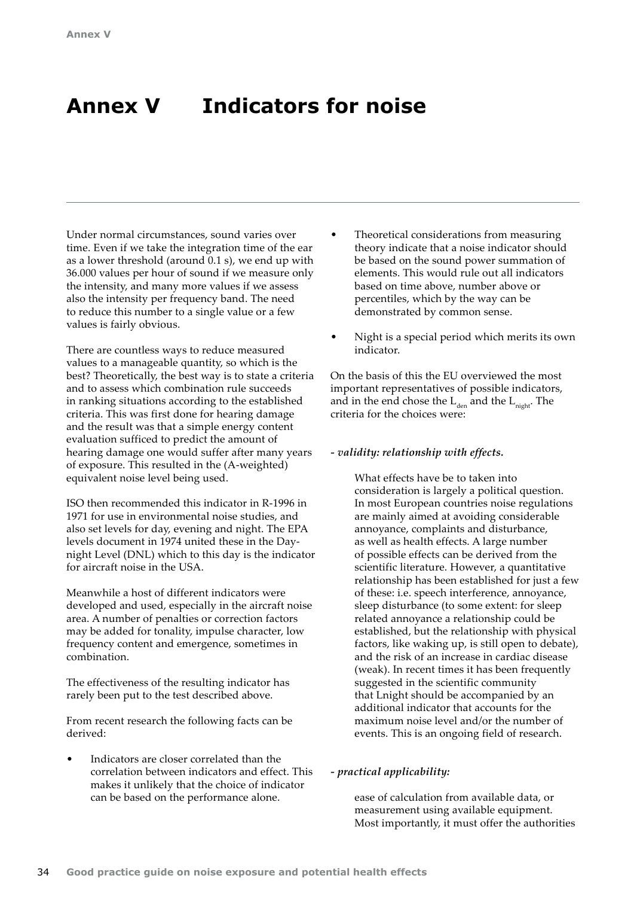# Annex V Indicators for noise

Under normal circumstances, sound varies over time. Even if we take the integration time of the ear as a lower threshold (around 0.1 s), we end up with 36.000 values per hour of sound if we measure only the intensity, and many more values if we assess also the intensity per frequency band. The need to reduce this number to a single value or a few values is fairly obvious.

There are countless ways to reduce measured values to a manageable quantity, so which is the best? Theoretically, the best way is to state a criteria and to assess which combination rule succeeds in ranking situations according to the established criteria. This was first done for hearing damage and the result was that a simple energy content evaluation sufficed to predict the amount of hearing damage one would suffer after many years of exposure. This resulted in the (A-weighted) equivalent noise level being used.

ISO then recommended this indicator in R-1996 in 1971 for use in environmental noise studies, and also set levels for day, evening and night. The EPA levels document in 1974 united these in the Day-night Level (DNL) which to this day is the indicator for aircraft noise in the USA.

Meanwhile a host of different indicators were developed and used, especially in the aircraft noise area. A number of penalties or correction factors may be added for tonality, impulse character, low frequency content and emergence, sometimes in combination.

The effectiveness of the resulting indicator has rarely been put to the test described above.

From recent research the following facts can be derived:

- Indicators are closer correlated than the correlation between indicators and effect. This makes it unlikely that the choice of indicator can be based on the performance alone.
- Theoretical considerations from measuring theory indicate that a noise indicator should be based on the sound power summation of elements. This would rule out all indicators based on time above, number above or percentiles, which by the way can be demonstrated by common sense.
- Night is a special period which merits its own indicator.

On the basis of this the EU overviewed the most important representatives of possible indicators, and in the end chose the $L_{den}$ and the $L_{night}$. The criteria for the choices were:

*- validity: relationship with effects.*

What effects have be to taken into consideration is largely a political question. In most European countries noise regulations are mainly aimed at avoiding considerable annoyance, complaints and disturbance, as well as health effects. A large number of possible effects can be derived from the scientific literature. However, a quantitative relationship has been established for just a few of these: i.e. speech interference, annoyance, sleep disturbance (to some extent: for sleep related annoyance a relationship could be established, but the relationship with physical factors, like waking up, is still open to debate), and the risk of an increase in cardiac disease (weak). In recent times it has been frequently suggested in the scientific community that Lnight should be accompanied by an additional indicator that accounts for the maximum noise level and/or the number of events. This is an ongoing field of research.

*- practical applicability:*

ease of calculation from available data, or measurement using available equipment. Most importantly, it must offer the authorities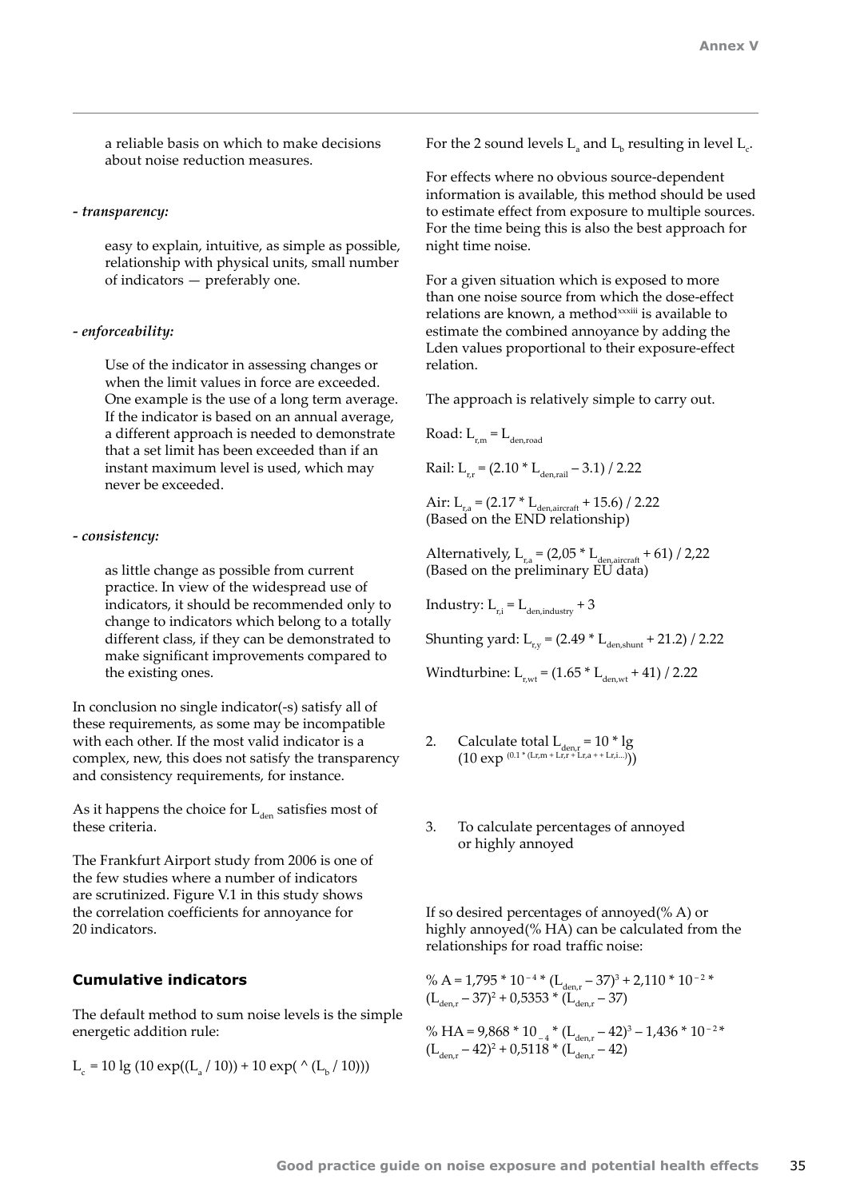a reliable basis on which to make decisions about noise reduction measures.

*- transparency:*

easy to explain, intuitive, as simple as possible, relationship with physical units, small number of indicators — preferably one.

*- enforceability:*

Use of the indicator in assessing changes or when the limit values in force are exceeded. One example is the use of a long term average. If the indicator is based on an annual average, a different approach is needed to demonstrate that a set limit has been exceeded than if an instant maximum level is used, which may never be exceeded.

*- consistency:*

as little change as possible from current practice. In view of the widespread use of indicators, it should be recommended only to change to indicators which belong to a totally different class, if they can be demonstrated to make significant improvements compared to the existing ones.

In conclusion no single indicator(-s) satisfy all of these requirements, as some may be incompatible with each other. If the most valid indicator is a complex, new, this does not satisfy the transparency and consistency requirements, for instance.

As it happens the choice for $L_{den}$ satisfies most of these criteria.

The Frankfurt Airport study from 2006 is one of the few studies where a number of indicators are scrutinized. Figure V.1 in this study shows the correlation coefficients for annoyance for 20 indicators.

### Cumulative indicators

The default method to sum noise levels is the simple energetic addition rule:

$L_c = 10 \lg (10 \exp((L_a / 10)) + 10 \exp( \wedge (L_b / 10)))$

For the 2 sound levels $L_a$ and $L_b$ resulting in level $L_c$.

For effects where no obvious source-dependent information is available, this method should be used to estimate effect from exposure to multiple sources. For the time being this is also the best approach for night time noise.

For a given situation which is exposed to more than one noise source from which the dose-effect relations are known, a method[xxxiii] is available to estimate the combined annoyance by adding the Lden values proportional to their exposure-effect relation.

The approach is relatively simple to carry out.

Road: $L_{r,m} = L_{den,road}$

Rail: $L_{r,r} = (2.10 * L_{den,rail} – 3.1) / 2.22$

Air: $L_{r,a} = (2.17 * L_{den,aircraft} + 15.6) / 2.22$
(Based on the END relationship)

Alternatively, $L_{r,a} = (2,05 * L_{den,aircraft} + 61) / 2,22$
(Based on the preliminary EU data)

Industry: $L_{r,i} = L_{den,industry} + 3$

Shunting yard: $L_{r,y} = (2.49 * L_{den,shunt} + 21.2) / 2.22$

Windturbine: $L_{r,wt} = (1.65 * L_{den,wt} + 41) / 2.22$

2. Calculate total $L_{den,r} = 10 * \lg (10 \exp^{(0.1 * (Lr,m + Lr,r + Lr,a + + Lr,i...))})$

3. To calculate percentages of annoyed or highly annoyed

If so desired percentages of annoyed(% A) or highly annoyed(% HA) can be calculated from the relationships for road traffic noise:

$\% A = 1,795 * 10^{-4} * (L_{den,r} – 37)^3 + 2,110 * 10^{-2} * (L_{den,r} – 37)^2 + 0,5353 * (L_{den,r} – 37)$

$\% HA = 9,868 * 10_{-4} * (L_{den,r} – 42)^3 – 1,436 * 10^{-2} * (L_{den,r} – 42)^2 + 0,5118 * (L_{den,r} – 42)$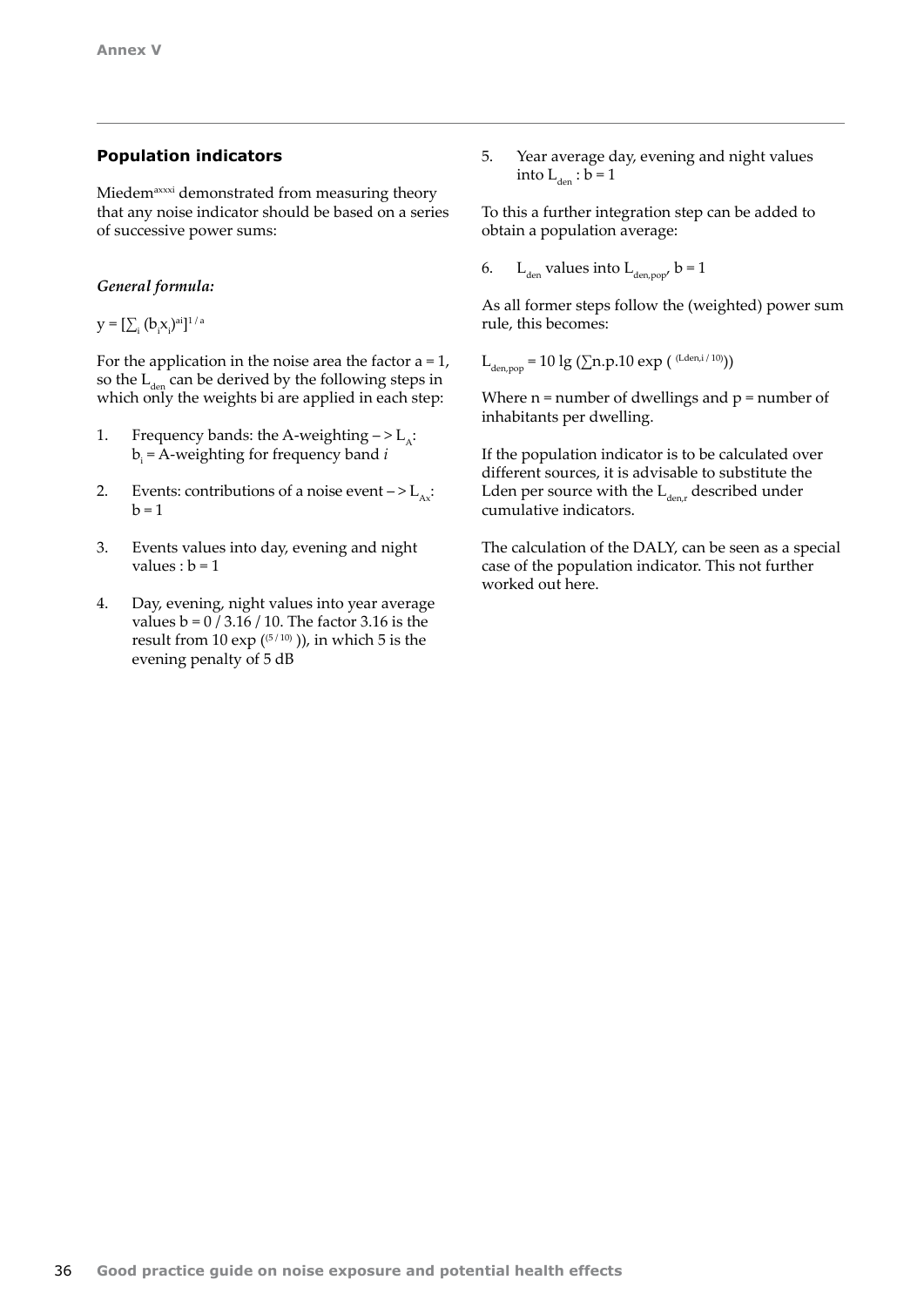## Population indicators

Miedem[axxxi] demonstrated from measuring theory that any noise indicator should be based on a series of successive power sums:

*General formula:*

$y = [\sum_i (b_i x_i)^{ai}]^{1/a}$

For the application in the noise area the factor a = 1, so the $L_{den}$ can be derived by the following steps in which only the weights bi are applied in each step:

1. Frequency bands: the A-weighting – > $L_A$: $b_i$ = A-weighting for frequency band *i*
2. Events: contributions of a noise event – > $L_{Ax}$: b = 1
3. Events values into day, evening and night values : b = 1
4. Day, evening, night values into year average values b = 0 / 3.16 / 10. The factor 3.16 is the result from 10 exp ($^{(5/10)}$ )), in which 5 is the evening penalty of 5 dB
5. Year average day, evening and night values into $L_{den}$ : b = 1

To this a further integration step can be added to obtain a population average:

6. $L_{den}$ values into $L_{den,pop}$, b = 1

As all former steps follow the (weighted) power sum rule, this becomes:

$L_{den,pop} = 10 \lg (\sum n.p.10 \exp ( ^{(Lden,i/10)}))$

Where n = number of dwellings and p = number of inhabitants per dwelling.

If the population indicator is to be calculated over different sources, it is advisable to substitute the Lden per source with the $L_{den,r}$ described under cumulative indicators.

The calculation of the DALY, can be seen as a special case of the population indicator. This not further worked out here.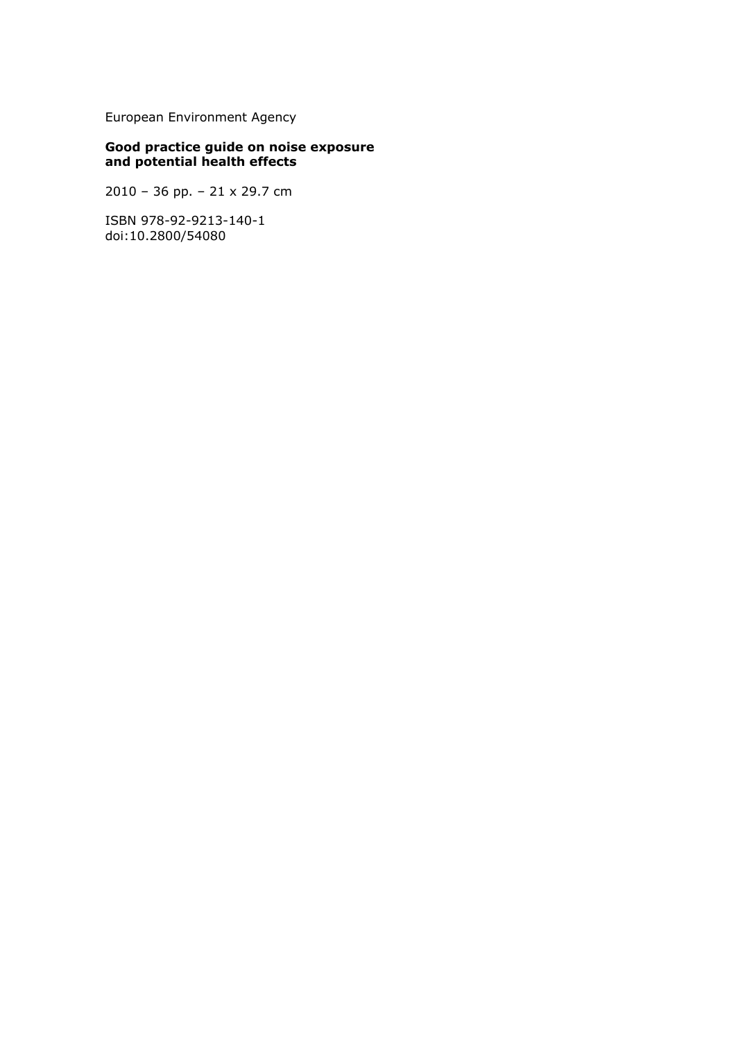European Environment Agency

**Good practice guide on noise exposure and potential health effects**

2010 – 36 pp. – 21 x 29.7 cm

ISBN 978-92-9213-140-1
doi:10.2800/54080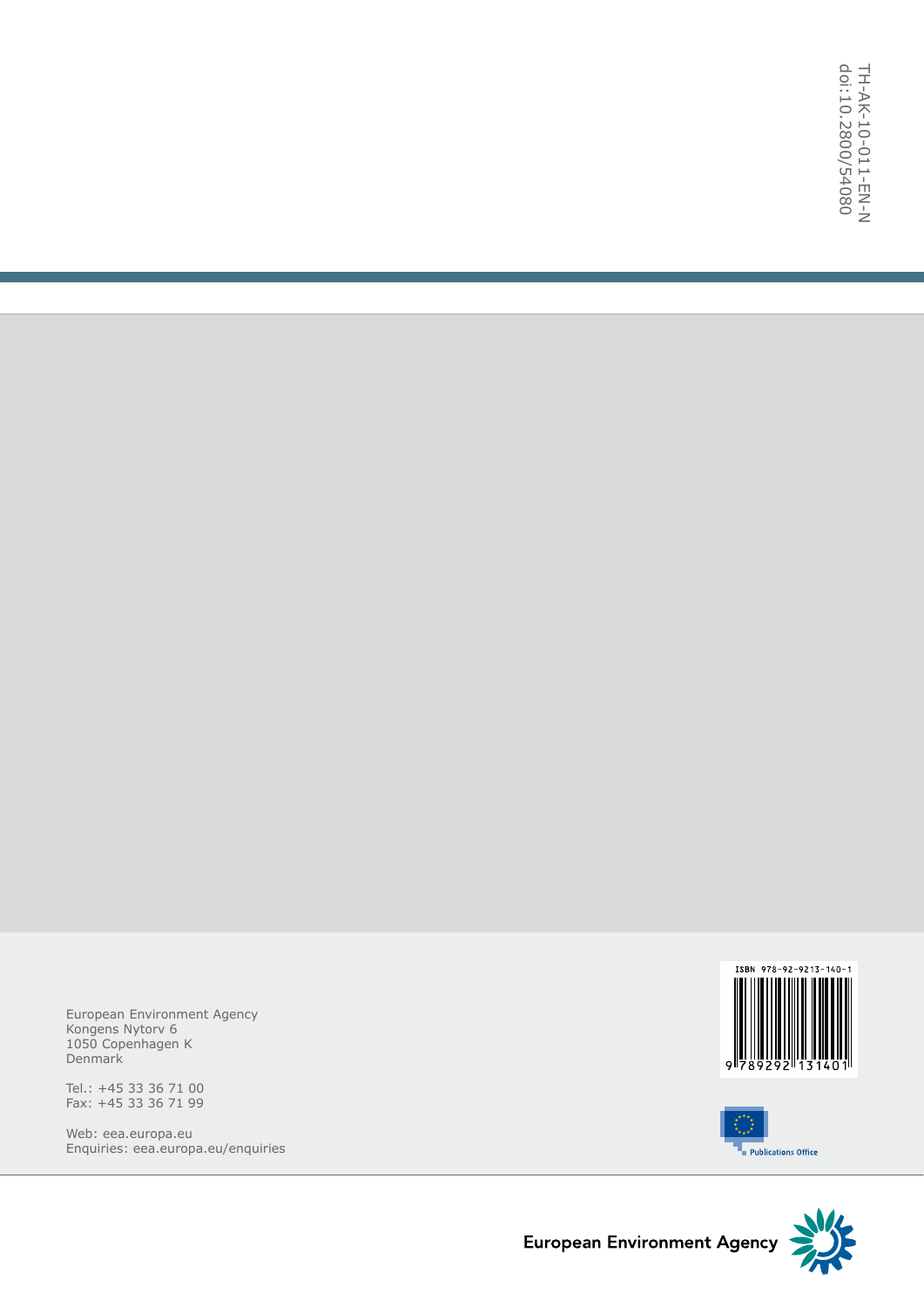TH-AK-10-011-EN-N
doi:10.2800/54080

European Environment Agency
Kongens Nytorv 6
1050 Copenhagen K
Denmark

Tel.: +45 33 36 71 00
Fax: +45 33 36 71 99

Web: eea.europa.eu
Enquiries: eea.europa.eu/enquiries

ISBN 978-92-9213-140-1

Publications Office

European Environment Agency